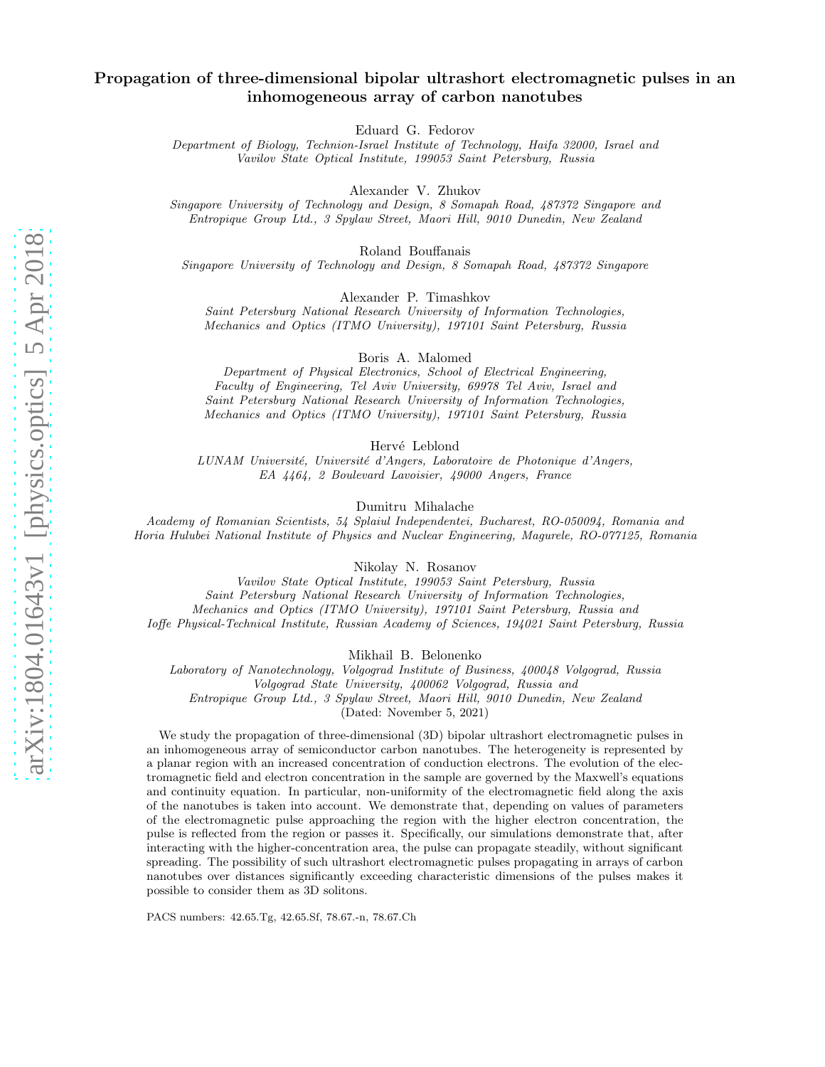# Propagation of three-dimensional bipolar ultrashort electromagnetic pulses in an inhomogeneous array of carbon nanotubes

Eduard G. Fedorov

*Department of Biology, Technion-Israel Institute of Technology, Haifa 32000, Israel and Vavilov State Optical Institute, 199053 Saint Petersburg, Russia*

Alexander V. Zhukov

*Singapore University of Technology and Design, 8 Somapah Road, 487372 Singapore and Entropique Group Ltd., 3 Spylaw Street, Maori Hill, 9010 Dunedin, New Zealand*

Roland Bouffanais

*Singapore University of Technology and Design, 8 Somapah Road, 487372 Singapore*

Alexander P. Timashkov

*Saint Petersburg National Research University of Information Technologies, Mechanics and Optics (ITMO University), 197101 Saint Petersburg, Russia*

Boris A. Malomed

*Department of Physical Electronics, School of Electrical Engineering, Faculty of Engineering, Tel Aviv University, 69978 Tel Aviv, Israel and Saint Petersburg National Research University of Information Technologies, Mechanics and Optics (ITMO University), 197101 Saint Petersburg, Russia*

Hervé Leblond

*LUNAM Université, Université d'Angers, Laboratoire de Photonique d'Angers, EA 4464, 2 Boulevard Lavoisier, 49000 Angers, France*

Dumitru Mihalache

*Academy of Romanian Scientists, 54 Splaiul Independentei, Bucharest, RO-050094, Romania and Horia Hulubei National Institute of Physics and Nuclear Engineering, Magurele, RO-077125, Romania*

Nikolay N. Rosanov

*Vavilov State Optical Institute, 199053 Saint Petersburg, Russia Saint Petersburg National Research University of Information Technologies, Mechanics and Optics (ITMO University), 197101 Saint Petersburg, Russia and Ioffe Physical-Technical Institute, Russian Academy of Sciences, 194021 Saint Petersburg, Russia*

Mikhail B. Belonenko

*Laboratory of Nanotechnology, Volgograd Institute of Business, 400048 Volgograd, Russia Volgograd State University, 400062 Volgograd, Russia and Entropique Group Ltd., 3 Spylaw Street, Maori Hill, 9010 Dunedin, New Zealand*

(Dated: November 5, 2021)

We study the propagation of three-dimensional (3D) bipolar ultrashort electromagnetic pulses in an inhomogeneous array of semiconductor carbon nanotubes. The heterogeneity is represented by a planar region with an increased concentration of conduction electrons. The evolution of the electromagnetic field and electron concentration in the sample are governed by the Maxwell's equations and continuity equation. In particular, non-uniformity of the electromagnetic field along the axis of the nanotubes is taken into account. We demonstrate that, depending on values of parameters of the electromagnetic pulse approaching the region with the higher electron concentration, the pulse is reflected from the region or passes it. Specifically, our simulations demonstrate that, after interacting with the higher-concentration area, the pulse can propagate steadily, without significant spreading. The possibility of such ultrashort electromagnetic pulses propagating in arrays of carbon nanotubes over distances significantly exceeding characteristic dimensions of the pulses makes it possible to consider them as 3D solitons.

PACS numbers: 42.65.Tg, 42.65.Sf, 78.67.-n, 78.67.Ch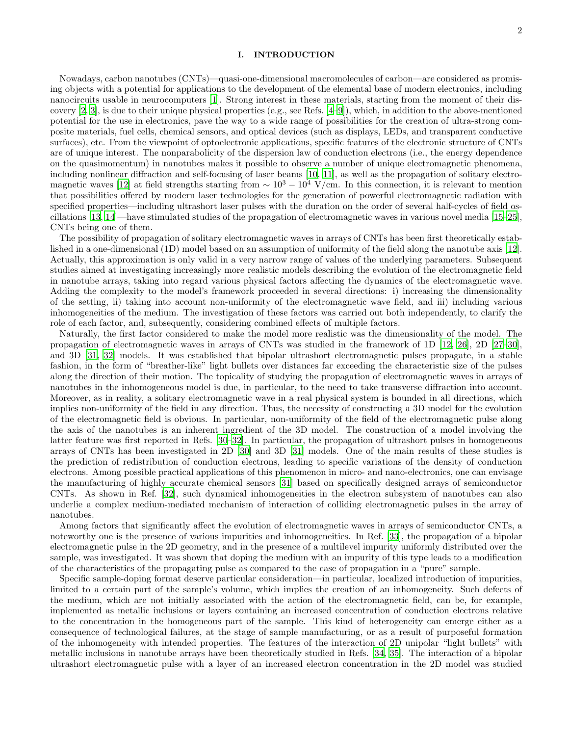## I. INTRODUCTION

Nowadays, carbon nanotubes (CNTs)—quasi-one-dimensional macromolecules of carbon—are considered as promising objects with a potential for applications to the development of the elemental base of modern electronics, including nanocircuits usable in neurocomputers [1]. Strong interest in these materials, starting from the moment of their discovery [2, 3], is due to their unique physical properties (e.g., see Refs. [4–9]), which, in addition to the above-mentioned potential for the use in electronics, pave the way to a wide range of possibilities for the creation of ultra-strong composite materials, fuel cells, chemical sensors, and optical devices (such as displays, LEDs, and transparent conductive surfaces), etc. From the viewpoint of optoelectronic applications, specific features of the electronic structure of CNTs are of unique interest. The nonparabolicity of the dispersion law of conduction electrons (i.e., the energy dependence on the quasimomentum) in nanotubes makes it possible to observe a number of unique electromagnetic phenomena, including nonlinear diffraction and self-focusing of laser beams [10, 11], as well as the propagation of solitary electromagnetic waves [12] at field strengths starting from $\sim 10^3 - 10^4$ V/cm. In this connection, it is relevant to mention that possibilities offered by modern laser technologies for the generation of powerful electromagnetic radiation with specified properties—including ultrashort laser pulses with the duration on the order of several half-cycles of field oscillations [13, 14]—have stimulated studies of the propagation of electromagnetic waves in various novel media [15–25], CNTs being one of them.

The possibility of propagation of solitary electromagnetic waves in arrays of CNTs has been first theoretically established in a one-dimensional (1D) model based on an assumption of uniformity of the field along the nanotube axis [12]. Actually, this approximation is only valid in a very narrow range of values of the underlying parameters. Subsequent studies aimed at investigating increasingly more realistic models describing the evolution of the electromagnetic field in nanotube arrays, taking into regard various physical factors affecting the dynamics of the electromagnetic wave. Adding the complexity to the model's framework proceeded in several directions: i) increasing the dimensionality of the setting, ii) taking into account non-uniformity of the electromagnetic wave field, and iii) including various inhomogeneities of the medium. The investigation of these factors was carried out both independently, to clarify the role of each factor, and, subsequently, considering combined effects of multiple factors.

Naturally, the first factor considered to make the model more realistic was the dimensionality of the model. The propagation of electromagnetic waves in arrays of CNTs was studied in the framework of 1D [12, 26], 2D [27–30], and 3D [31, 32] models. It was established that bipolar ultrashort electromagnetic pulses propagate, in a stable fashion, in the form of "breather-like" light bullets over distances far exceeding the characteristic size of the pulses along the direction of their motion. The topicality of studying the propagation of electromagnetic waves in arrays of nanotubes in the inhomogeneous model is due, in particular, to the need to take transverse diffraction into account. Moreover, as in reality, a solitary electromagnetic wave in a real physical system is bounded in all directions, which implies non-uniformity of the field in any direction. Thus, the necessity of constructing a 3D model for the evolution of the electromagnetic field is obvious. In particular, non-uniformity of the field of the electromagnetic pulse along the axis of the nanotubes is an inherent ingredient of the 3D model. The construction of a model involving the latter feature was first reported in Refs. [30–32]. In particular, the propagation of ultrashort pulses in homogeneous arrays of CNTs has been investigated in 2D [30] and 3D [31] models. One of the main results of these studies is the prediction of redistribution of conduction electrons, leading to specific variations of the density of conduction electrons. Among possible practical applications of this phenomenon in micro- and nano-electronics, one can envisage the manufacturing of highly accurate chemical sensors [31] based on specifically designed arrays of semiconductor CNTs. As shown in Ref. [32], such dynamical inhomogeneities in the electron subsystem of nanotubes can also underlie a complex medium-mediated mechanism of interaction of colliding electromagnetic pulses in the array of nanotubes.

Among factors that significantly affect the evolution of electromagnetic waves in arrays of semiconductor CNTs, a noteworthy one is the presence of various impurities and inhomogeneities. In Ref. [33], the propagation of a bipolar electromagnetic pulse in the 2D geometry, and in the presence of a multilevel impurity uniformly distributed over the sample, was investigated. It was shown that doping the medium with an impurity of this type leads to a modification of the characteristics of the propagating pulse as compared to the case of propagation in a "pure" sample.

Specific sample-doping format deserve particular consideration—in particular, localized introduction of impurities, limited to a certain part of the sample's volume, which implies the creation of an inhomogeneity. Such defects of the medium, which are not initially associated with the action of the electromagnetic field, can be, for example, implemented as metallic inclusions or layers containing an increased concentration of conduction electrons relative to the concentration in the homogeneous part of the sample. This kind of heterogeneity can emerge either as a consequence of technological failures, at the stage of sample manufacturing, or as a result of purposeful formation of the inhomogeneity with intended properties. The features of the interaction of 2D unipolar "light bullets" with metallic inclusions in nanotube arrays have been theoretically studied in Refs. [34, 35]. The interaction of a bipolar ultrashort electromagnetic pulse with a layer of an increased electron concentration in the 2D model was studied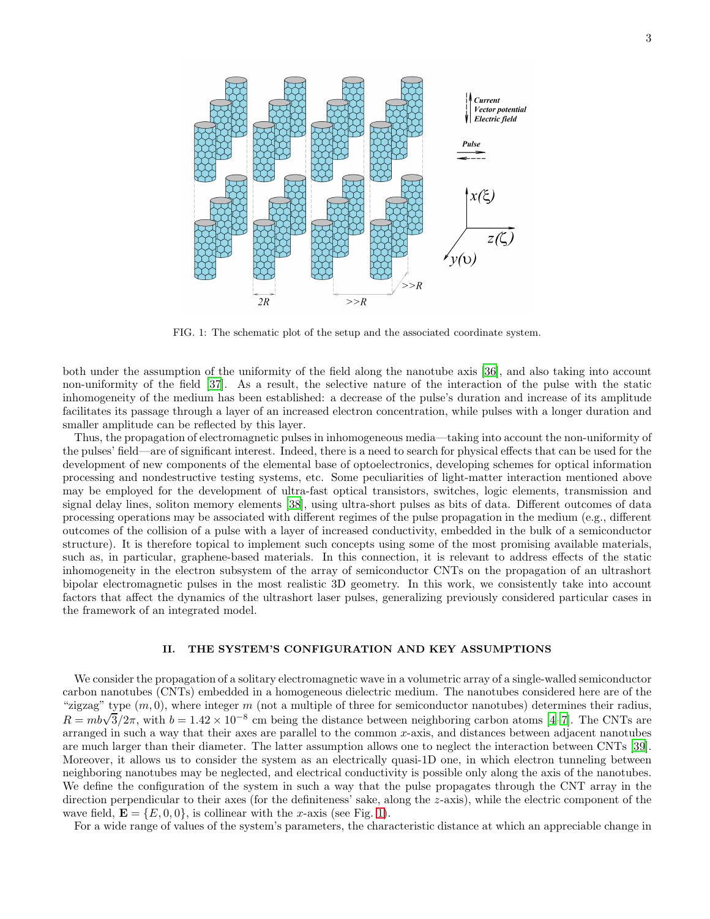FIG. 1: The schematic plot of the setup and the associated coordinate system.

both under the assumption of the uniformity of the field along the nanotube axis [36], and also taking into account non-uniformity of the field [37]. As a result, the selective nature of the interaction of the pulse with the static inhomogeneity of the medium has been established: a decrease of the pulse's duration and increase of its amplitude facilitates its passage through a layer of an increased electron concentration, while pulses with a longer duration and smaller amplitude can be reflected by this layer.

Thus, the propagation of electromagnetic pulses in inhomogeneous media—taking into account the non-uniformity of the pulses' field—are of significant interest. Indeed, there is a need to search for physical effects that can be used for the development of new components of the elemental base of optoelectronics, developing schemes for optical information processing and nondestructive testing systems, etc. Some peculiarities of light-matter interaction mentioned above may be employed for the development of ultra-fast optical transistors, switches, logic elements, transmission and signal delay lines, soliton memory elements [38], using ultra-short pulses as bits of data. Different outcomes of data processing operations may be associated with different regimes of the pulse propagation in the medium (e.g., different outcomes of the collision of a pulse with a layer of increased conductivity, embedded in the bulk of a semiconductor structure). It is therefore topical to implement such concepts using some of the most promising available materials, such as, in particular, graphene-based materials. In this connection, it is relevant to address effects of the static inhomogeneity in the electron subsystem of the array of semiconductor CNTs on the propagation of an ultrashort bipolar electromagnetic pulses in the most realistic 3D geometry. In this work, we consistently take into account factors that affect the dynamics of the ultrashort laser pulses, generalizing previously considered particular cases in the framework of an integrated model.

## II. THE SYSTEM'S CONFIGURATION AND KEY ASSUMPTIONS

We consider the propagation of a solitary electromagnetic wave in a volumetric array of a single-walled semiconductor carbon nanotubes (CNTs) embedded in a homogeneous dielectric medium. The nanotubes considered here are of the "zigzag" type $(m, 0)$, where integer $m$ (not a multiple of three for semiconductor nanotubes) determines their radius, $R = mb\sqrt{3}/2\pi$, with $b = 1.42 \times 10^{-8}$ cm being the distance between neighboring carbon atoms [4–7]. The CNTs are arranged in such a way that their axes are parallel to the common $x$-axis, and distances between adjacent nanotubes are much larger than their diameter. The latter assumption allows one to neglect the interaction between CNTs [39]. Moreover, it allows us to consider the system as an electrically quasi-1D one, in which electron tunneling between neighboring nanotubes may be neglected, and electrical conductivity is possible only along the axis of the nanotubes. We define the configuration of the system in such a way that the pulse propagates through the CNT array in the direction perpendicular to their axes (for the definiteness' sake, along the $z$-axis), while the electric component of the wave field, $\mathbf{E} = \{E, 0, 0\}$, is collinear with the $x$-axis (see Fig. 1).

For a wide range of values of the system's parameters, the characteristic distance at which an appreciable change in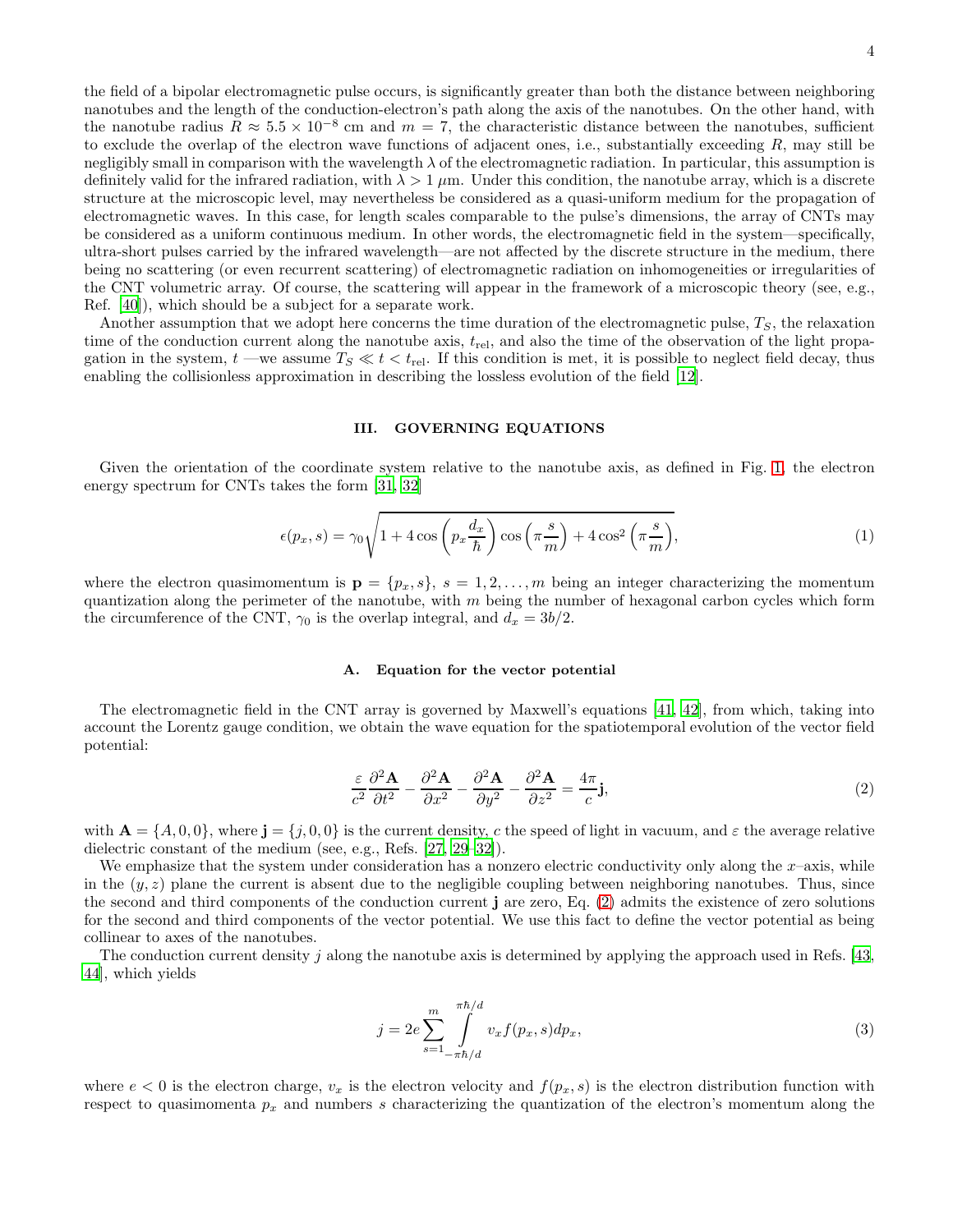the field of a bipolar electromagnetic pulse occurs, is significantly greater than both the distance between neighboring nanotubes and the length of the conduction-electron's path along the axis of the nanotubes. On the other hand, with the nanotube radius $R \approx 5.5 \times 10^{-8}$ cm and $m = 7$, the characteristic distance between the nanotubes, sufficient to exclude the overlap of the electron wave functions of adjacent ones, i.e., substantially exceeding $R$, may still be negligibly small in comparison with the wavelength $\lambda$ of the electromagnetic radiation. In particular, this assumption is definitely valid for the infrared radiation, with $\lambda > 1$ $\mu$m. Under this condition, the nanotube array, which is a discrete structure at the microscopic level, may nevertheless be considered as a quasi-uniform medium for the propagation of electromagnetic waves. In this case, for length scales comparable to the pulse's dimensions, the array of CNTs may be considered as a uniform continuous medium. In other words, the electromagnetic field in the system—specifically, ultra-short pulses carried by the infrared wavelength—are not affected by the discrete structure in the medium, there being no scattering (or even recurrent scattering) of electromagnetic radiation on inhomogeneities or irregularities of the CNT volumetric array. Of course, the scattering will appear in the framework of a microscopic theory (see, e.g., Ref. [40]), which should be a subject for a separate work.

Another assumption that we adopt here concerns the time duration of the electromagnetic pulse, $T_S$, the relaxation time of the conduction current along the nanotube axis, $t_{\text{rel}}$, and also the time of the observation of the light propagation in the system, $t$ —we assume $T_S \ll t < t_{\text{rel}}$. If this condition is met, it is possible to neglect field decay, thus enabling the collisionless approximation in describing the lossless evolution of the field [12].

## III. GOVERNING EQUATIONS

Given the orientation of the coordinate system relative to the nanotube axis, as defined in Fig. 1, the electron energy spectrum for CNTs takes the form [31, 32]

$$\epsilon(p_x, s) = \gamma_0 \sqrt{1 + 4\cos\left(p_x \frac{d_x}{\hbar}\right)\cos\left(\pi \frac{s}{m}\right) + 4\cos^2\left(\pi \frac{s}{m}\right)}, \tag{1}$$

where the electron quasimomentum is $\mathbf{p} = \{p_x, s\}$, $s = 1, 2, \ldots, m$ being an integer characterizing the momentum quantization along the perimeter of the nanotube, with $m$ being the number of hexagonal carbon cycles which form the circumference of the CNT, $\gamma_0$ is the overlap integral, and $d_x = 3b/2$.

### A. Equation for the vector potential

The electromagnetic field in the CNT array is governed by Maxwell's equations [41, 42], from which, taking into account the Lorentz gauge condition, we obtain the wave equation for the spatiotemporal evolution of the vector field potential:

$$\frac{\varepsilon}{c^2}\frac{\partial^2 \mathbf{A}}{\partial t^2} - \frac{\partial^2 \mathbf{A}}{\partial x^2} - \frac{\partial^2 \mathbf{A}}{\partial y^2} - \frac{\partial^2 \mathbf{A}}{\partial z^2} = \frac{4\pi}{c}\mathbf{j}, \tag{2}$$

with $\mathbf{A} = \{A, 0, 0\}$, where $\mathbf{j} = \{j, 0, 0\}$ is the current density, $c$ the speed of light in vacuum, and $\varepsilon$ the average relative dielectric constant of the medium (see, e.g., Refs. [27, 29–32]).

We emphasize that the system under consideration has a nonzero electric conductivity only along the $x$–axis, while in the $(y, z)$ plane the current is absent due to the negligible coupling between neighboring nanotubes. Thus, since the second and third components of the conduction current $\mathbf{j}$ are zero, Eq. (2) admits the existence of zero solutions for the second and third components of the vector potential. We use this fact to define the vector potential as being collinear to axes of the nanotubes.

The conduction current density $j$ along the nanotube axis is determined by applying the approach used in Refs. [43, 44], which yields

$$j = 2e \sum_{s=1}^{m} \int_{-\pi\hbar/d}^{\pi\hbar/d} v_x f(p_x, s) dp_x, \tag{3}$$

where $e < 0$ is the electron charge, $v_x$ is the electron velocity and $f(p_x, s)$ is the electron distribution function with respect to quasimomenta $p_x$ and numbers $s$ characterizing the quantization of the electron's momentum along the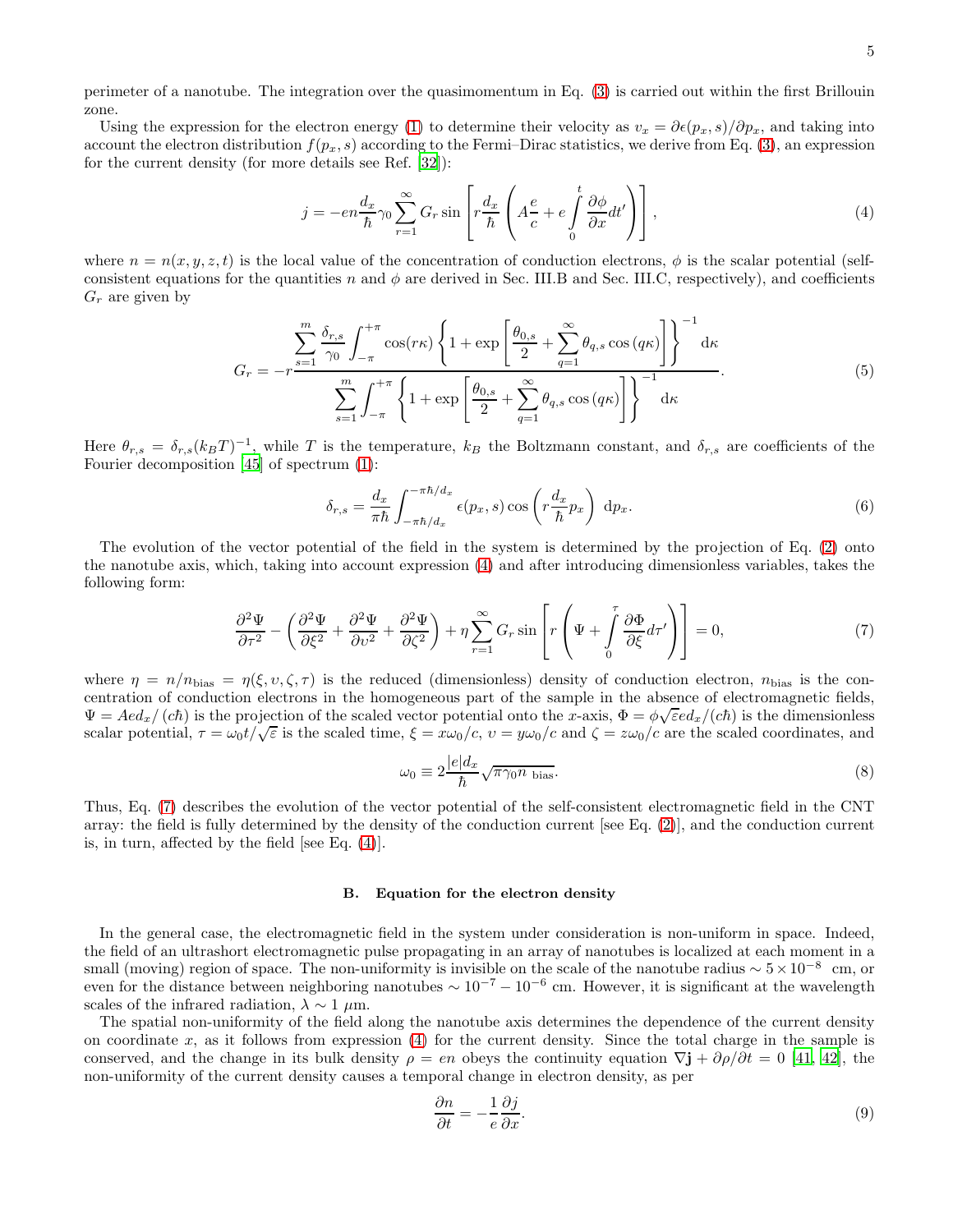perimeter of a nanotube. The integration over the quasimomentum in Eq. (3) is carried out within the first Brillouin zone.

Using the expression for the electron energy (1) to determine their velocity as $v_x = \partial\epsilon(p_x, s)/\partial p_x$, and taking into account the electron distribution $f(p_x, s)$ according to the Fermi–Dirac statistics, we derive from Eq. (3), an expression for the current density (for more details see Ref. [32]):

$$j = -en\frac{d_x}{\hbar}\gamma_0 \sum_{r=1}^{\infty} G_r \sin\left[r\frac{d_x}{\hbar}\left(A\frac{e}{c} + e\int_0^t \frac{\partial\phi}{\partial x}dt'\right)\right], \tag{4}$$

where $n = n(x, y, z, t)$ is the local value of the concentration of conduction electrons, $\phi$ is the scalar potential (self-consistent equations for the quantities $n$ and $\phi$ are derived in Sec. III.B and Sec. III.C, respectively), and coefficients $G_r$ are given by

$$G_r = -r\frac{\displaystyle\sum_{s=1}^{m}\frac{\delta_{r,s}}{\gamma_0}\int_{-\pi}^{+\pi}\cos(r\kappa)\left\{1+\exp\left[\frac{\theta_{0,s}}{2}+\sum_{q=1}^{\infty}\theta_{q,s}\cos(q\kappa)\right]\right\}^{-1}\mathrm{d}\kappa}{\displaystyle\sum_{s=1}^{m}\int_{-\pi}^{+\pi}\left\{1+\exp\left[\frac{\theta_{0,s}}{2}+\sum_{q=1}^{\infty}\theta_{q,s}\cos(q\kappa)\right]\right\}^{-1}\mathrm{d}\kappa}. \tag{5}$$

Here $\theta_{r,s} = \delta_{r,s}(k_B T)^{-1}$, while $T$ is the temperature, $k_B$ the Boltzmann constant, and $\delta_{r,s}$ are coefficients of the Fourier decomposition [45] of spectrum (1):

$$\delta_{r,s} = \frac{d_x}{\pi\hbar}\int_{-\pi\hbar/d_x}^{-\pi\hbar/d_x}\epsilon(p_x, s)\cos\left(r\frac{d_x}{\hbar}p_x\right)\,\mathrm{d}p_x. \tag{6}$$

The evolution of the vector potential of the field in the system is determined by the projection of Eq. (2) onto the nanotube axis, which, taking into account expression (4) and after introducing dimensionless variables, takes the following form:

$$\frac{\partial^2\Psi}{\partial\tau^2} - \left(\frac{\partial^2\Psi}{\partial\xi^2} + \frac{\partial^2\Psi}{\partial\upsilon^2} + \frac{\partial^2\Psi}{\partial\zeta^2}\right) + \eta\sum_{r=1}^{\infty}G_r\sin\left[r\left(\Psi + \int_0^\tau\frac{\partial\Phi}{\partial\xi}d\tau'\right)\right] = 0, \tag{7}$$

where $\eta = n/n_{\rm bias} = \eta(\xi, \upsilon, \zeta, \tau)$ is the reduced (dimensionless) density of conduction electron, $n_{\rm bias}$ is the concentration of conduction electrons in the homogeneous part of the sample in the absence of electromagnetic fields, $\Psi = Aed_x/(c\hbar)$ is the projection of the scaled vector potential onto the $x$-axis, $\Phi = \phi\sqrt{\varepsilon}ed_x/(c\hbar)$ is the dimensionless scalar potential, $\tau = \omega_0 t/\sqrt{\varepsilon}$ is the scaled time, $\xi = x\omega_0/c$, $\upsilon = y\omega_0/c$ and $\zeta = z\omega_0/c$ are the scaled coordinates, and

$$\omega_0 \equiv 2\frac{|e|d_x}{\hbar}\sqrt{\pi\gamma_0 n_{\text{ bias}}}. \tag{8}$$

Thus, Eq. (7) describes the evolution of the vector potential of the self-consistent electromagnetic field in the CNT array: the field is fully determined by the density of the conduction current [see Eq. (2)], and the conduction current is, in turn, affected by the field [see Eq. (4)].

### B. Equation for the electron density

In the general case, the electromagnetic field in the system under consideration is non-uniform in space. Indeed, the field of an ultrashort electromagnetic pulse propagating in an array of nanotubes is localized at each moment in a small (moving) region of space. The non-uniformity is invisible on the scale of the nanotube radius $\sim 5\times10^{-8}$ cm, or even for the distance between neighboring nanotubes $\sim 10^{-7} - 10^{-6}$ cm. However, it is significant at the wavelength scales of the infrared radiation, $\lambda \sim 1$ $\mu$m.

The spatial non-uniformity of the field along the nanotube axis determines the dependence of the current density on coordinate $x$, as it follows from expression (4) for the current density. Since the total charge in the sample is conserved, and the change in its bulk density $\rho = en$ obeys the continuity equation $\nabla\mathbf{j} + \partial\rho/\partial t = 0$ [41, 42], the non-uniformity of the current density causes a temporal change in electron density, as per

$$\frac{\partial n}{\partial t} = -\frac{1}{e}\frac{\partial j}{\partial x}. \tag{9}$$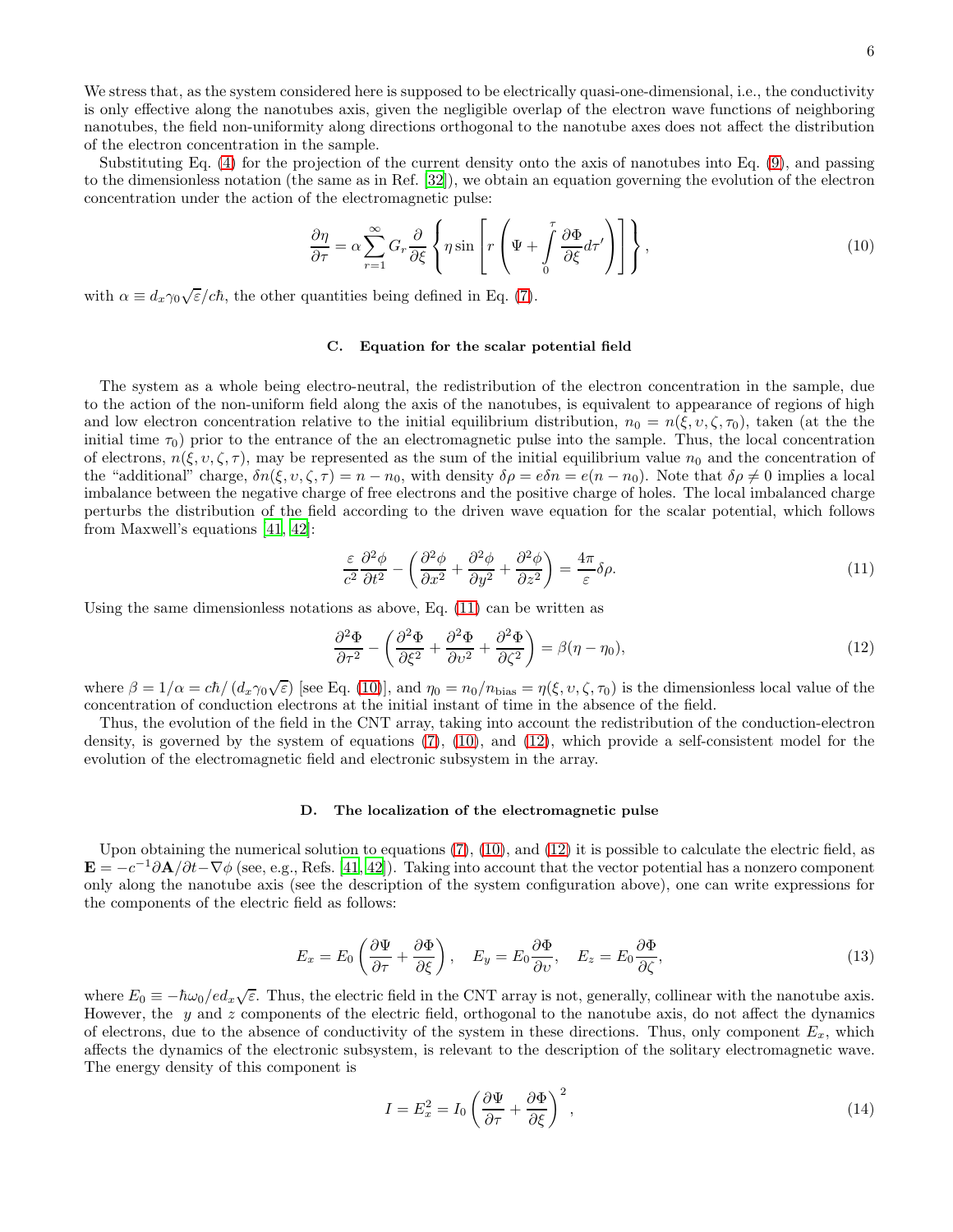We stress that, as the system considered here is supposed to be electrically quasi-one-dimensional, i.e., the conductivity is only effective along the nanotubes axis, given the negligible overlap of the electron wave functions of neighboring nanotubes, the field non-uniformity along directions orthogonal to the nanotube axes does not affect the distribution of the electron concentration in the sample.

Substituting Eq. (4) for the projection of the current density onto the axis of nanotubes into Eq. (9), and passing to the dimensionless notation (the same as in Ref. [32]), we obtain an equation governing the evolution of the electron concentration under the action of the electromagnetic pulse:

$$\frac{\partial \eta}{\partial \tau} = \alpha \sum_{r=1}^{\infty} G_r \frac{\partial}{\partial \xi} \left\{ \eta \sin \left[ r \left( \Psi + \int_0^{\tau} \frac{\partial \Phi}{\partial \xi} d\tau' \right) \right] \right\}, \tag{10}$$

with $\alpha \equiv d_x \gamma_0 \sqrt{\varepsilon}/c\hbar$, the other quantities being defined in Eq. (7).

### C. Equation for the scalar potential field

The system as a whole being electro-neutral, the redistribution of the electron concentration in the sample, due to the action of the non-uniform field along the axis of the nanotubes, is equivalent to appearance of regions of high and low electron concentration relative to the initial equilibrium distribution, $n_0 = n(\xi, \upsilon, \zeta, \tau_0)$, taken (at the the initial time $\tau_0$) prior to the entrance of the an electromagnetic pulse into the sample. Thus, the local concentration of electrons, $n(\xi, \upsilon, \zeta, \tau)$, may be represented as the sum of the initial equilibrium value $n_0$ and the concentration of the "additional" charge, $\delta n(\xi, \upsilon, \zeta, \tau) = n - n_0$, with density $\delta \rho = e \delta n = e(n - n_0)$. Note that $\delta \rho \neq 0$ implies a local imbalance between the negative charge of free electrons and the positive charge of holes. The local imbalanced charge perturbs the distribution of the field according to the driven wave equation for the scalar potential, which follows from Maxwell's equations [41, 42]:

$$\frac{\varepsilon}{c^2} \frac{\partial^2 \phi}{\partial t^2} - \left( \frac{\partial^2 \phi}{\partial x^2} + \frac{\partial^2 \phi}{\partial y^2} + \frac{\partial^2 \phi}{\partial z^2} \right) = \frac{4\pi}{\varepsilon} \delta \rho. \tag{11}$$

Using the same dimensionless notations as above, Eq. (11) can be written as

$$\frac{\partial^2 \Phi}{\partial \tau^2} - \left( \frac{\partial^2 \Phi}{\partial \xi^2} + \frac{\partial^2 \Phi}{\partial \upsilon^2} + \frac{\partial^2 \Phi}{\partial \zeta^2} \right) = \beta (\eta - \eta_0), \tag{12}$$

where $\beta = 1/\alpha = c\hbar / \left( d_x \gamma_0 \sqrt{\varepsilon} \right)$ [see Eq. (10)], and $\eta_0 = n_0 / n_{\text{bias}} = \eta(\xi, \upsilon, \zeta, \tau_0)$ is the dimensionless local value of the concentration of conduction electrons at the initial instant of time in the absence of the field.

Thus, the evolution of the field in the CNT array, taking into account the redistribution of the conduction-electron density, is governed by the system of equations (7), (10), and (12), which provide a self-consistent model for the evolution of the electromagnetic field and electronic subsystem in the array.

### D. The localization of the electromagnetic pulse

Upon obtaining the numerical solution to equations (7), (10), and (12) it is possible to calculate the electric field, as $\mathbf{E} = -c^{-1} \partial \mathbf{A} / \partial t - \nabla \phi$ (see, e.g., Refs. [41, 42]). Taking into account that the vector potential has a nonzero component only along the nanotube axis (see the description of the system configuration above), one can write expressions for the components of the electric field as follows:

$$E_x = E_0 \left( \frac{\partial \Psi}{\partial \tau} + \frac{\partial \Phi}{\partial \xi} \right), \quad E_y = E_0 \frac{\partial \Phi}{\partial \upsilon}, \quad E_z = E_0 \frac{\partial \Phi}{\partial \zeta}, \tag{13}$$

where $E_0 \equiv -\hbar \omega_0 / e d_x \sqrt{\varepsilon}$. Thus, the electric field in the CNT array is not, generally, collinear with the nanotube axis. However, the $y$ and $z$ components of the electric field, orthogonal to the nanotube axis, do not affect the dynamics of electrons, due to the absence of conductivity of the system in these directions. Thus, only component $E_x$, which affects the dynamics of the electronic subsystem, is relevant to the description of the solitary electromagnetic wave. The energy density of this component is

$$I = E_x^2 = I_0 \left( \frac{\partial \Psi}{\partial \tau} + \frac{\partial \Phi}{\partial \xi} \right)^2, \tag{14}$$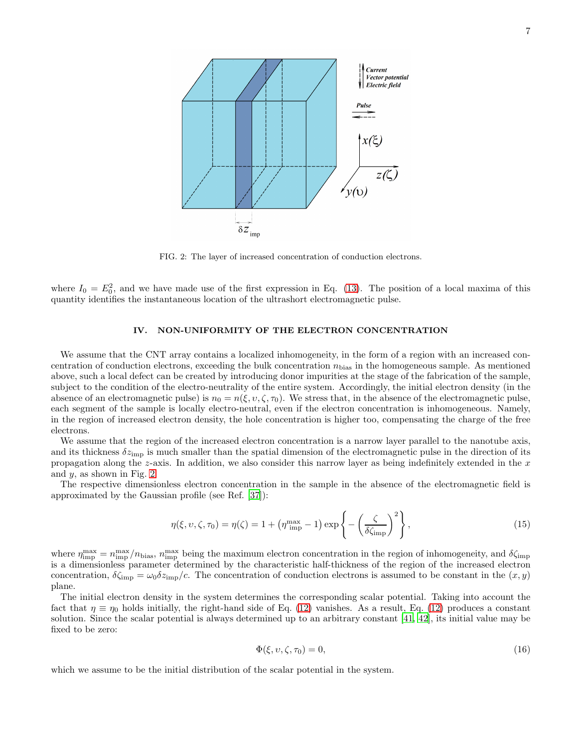FIG. 2: The layer of increased concentration of conduction electrons.

where $I_0 = E_0^2$, and we have made use of the first expression in Eq. (13). The position of a local maxima of this quantity identifies the instantaneous location of the ultrashort electromagnetic pulse.

## IV. NON-UNIFORMITY OF THE ELECTRON CONCENTRATION

We assume that the CNT array contains a localized inhomogeneity, in the form of a region with an increased concentration of conduction electrons, exceeding the bulk concentration $n_{\rm bias}$ in the homogeneous sample. As mentioned above, such a local defect can be created by introducing donor impurities at the stage of the fabrication of the sample, subject to the condition of the electro-neutrality of the entire system. Accordingly, the initial electron density (in the absence of an electromagnetic pulse) is $n_0 = n(\xi, \upsilon, \zeta, \tau_0)$. We stress that, in the absence of the electromagnetic pulse, each segment of the sample is locally electro-neutral, even if the electron concentration is inhomogeneous. Namely, in the region of increased electron density, the hole concentration is higher too, compensating the charge of the free electrons.

We assume that the region of the increased electron concentration is a narrow layer parallel to the nanotube axis, and its thickness $\delta z_{\rm imp}$ is much smaller than the spatial dimension of the electromagnetic pulse in the direction of its propagation along the $z$-axis. In addition, we also consider this narrow layer as being indefinitely extended in the $x$ and $y$, as shown in Fig. 2.

The respective dimensionless electron concentration in the sample in the absence of the electromagnetic field is approximated by the Gaussian profile (see Ref. [37]):

$$\eta(\xi, \upsilon, \zeta, \tau_0) = \eta(\zeta) = 1 + \left(\eta_{\rm imp}^{\rm max} - 1\right) \exp\left\{ -\left(\frac{\zeta}{\delta\zeta_{\rm imp}}\right)^2 \right\}, \tag{15}$$

where $\eta_{\rm imp}^{\rm max} = n_{\rm imp}^{\rm max}/n_{\rm bias}$, $n_{\rm imp}^{\rm max}$ being the maximum electron concentration in the region of inhomogeneity, and $\delta\zeta_{\rm imp}$ is a dimensionless parameter determined by the characteristic half-thickness of the region of the increased electron concentration, $\delta\zeta_{\rm imp} = \omega_0 \delta z_{\rm imp}/c$. The concentration of conduction electrons is assumed to be constant in the $(x, y)$ plane.

The initial electron density in the system determines the corresponding scalar potential. Taking into account the fact that $\eta \equiv \eta_0$ holds initially, the right-hand side of Eq. (12) vanishes. As a result, Eq. (12) produces a constant solution. Since the scalar potential is always determined up to an arbitrary constant [41, 42], its initial value may be fixed to be zero:

$$\Phi(\xi, \upsilon, \zeta, \tau_0) = 0, \tag{16}$$

which we assume to be the initial distribution of the scalar potential in the system.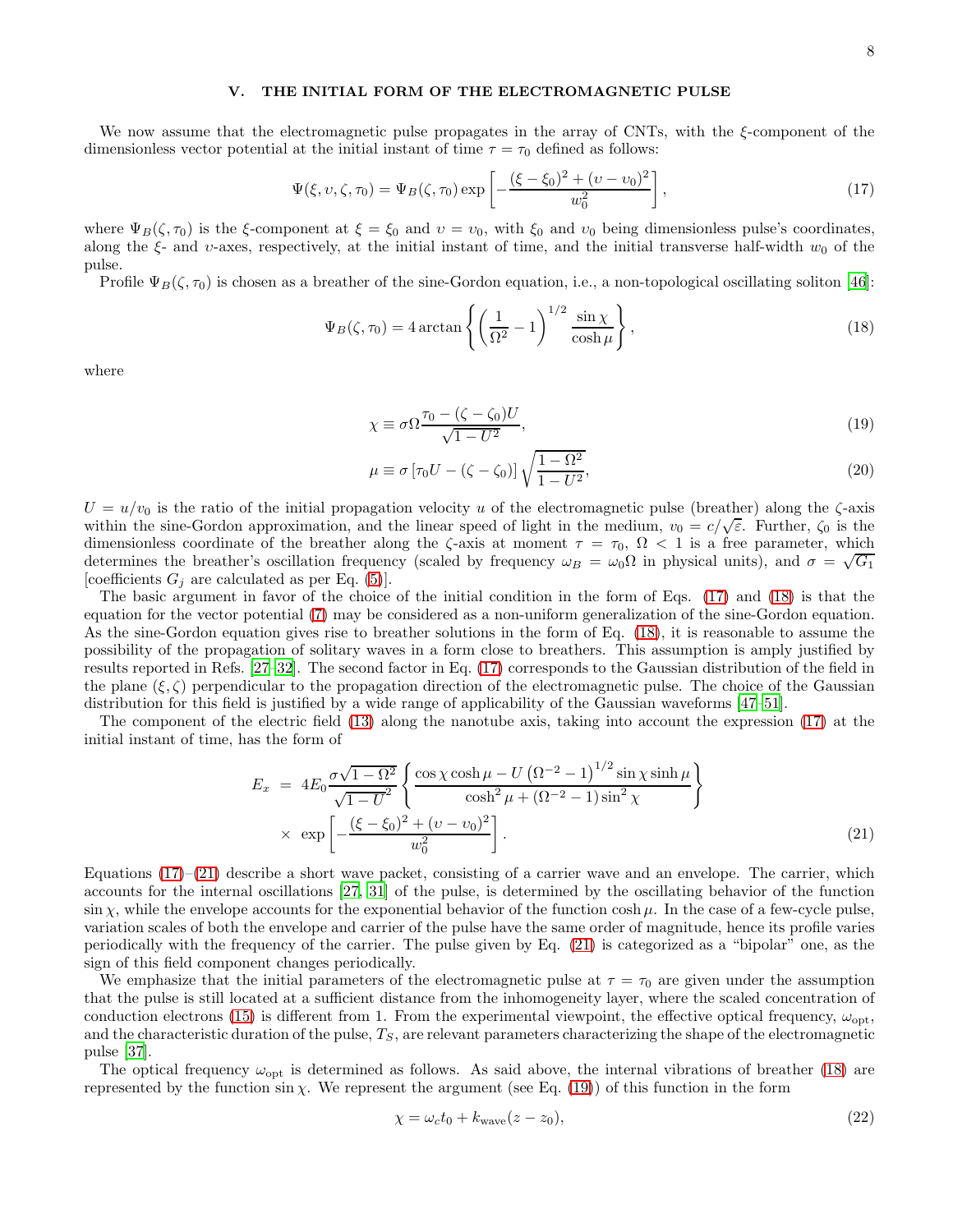## V. THE INITIAL FORM OF THE ELECTROMAGNETIC PULSE

We now assume that the electromagnetic pulse propagates in the array of CNTs, with the $\xi$-component of the dimensionless vector potential at the initial instant of time $\tau = \tau_0$ defined as follows:

$$\Psi(\xi, \upsilon, \zeta, \tau_0) = \Psi_B(\zeta, \tau_0) \exp\left[-\frac{(\xi - \xi_0)^2 + (\upsilon - \upsilon_0)^2}{w_0^2}\right], \tag{17}$$

where $\Psi_B(\zeta, \tau_0)$ is the $\xi$-component at $\xi = \xi_0$ and $\upsilon = \upsilon_0$, with $\xi_0$ and $\upsilon_0$ being dimensionless pulse's coordinates, along the $\xi$- and $\upsilon$-axes, respectively, at the initial instant of time, and the initial transverse half-width $w_0$ of the pulse.

Profile $\Psi_B(\zeta, \tau_0)$ is chosen as a breather of the sine-Gordon equation, i.e., a non-topological oscillating soliton [46]:

$$\Psi_B(\zeta, \tau_0) = 4 \arctan\left\{\left(\frac{1}{\Omega^2} - 1\right)^{1/2} \frac{\sin\chi}{\cosh\mu}\right\}, \tag{18}$$

where

$$\chi \equiv \sigma\Omega \frac{\tau_0 - (\zeta - \zeta_0)U}{\sqrt{1 - U^2}}, \tag{19}$$

$$\mu \equiv \sigma\left[\tau_0 U - (\zeta - \zeta_0)\right]\sqrt{\frac{1 - \Omega^2}{1 - U^2}}, \tag{20}$$

$U = u/v_0$ is the ratio of the initial propagation velocity $u$ of the electromagnetic pulse (breather) along the $\zeta$-axis within the sine-Gordon approximation, and the linear speed of light in the medium, $v_0 = c/\sqrt{\varepsilon}$. Further, $\zeta_0$ is the dimensionless coordinate of the breather along the $\zeta$-axis at moment $\tau = \tau_0$, $\Omega < 1$ is a free parameter, which determines the breather's oscillation frequency (scaled by frequency $\omega_B = \omega_0\Omega$ in physical units), and $\sigma = \sqrt{G_1}$ [coefficients $G_j$ are calculated as per Eq. (5)].

The basic argument in favor of the choice of the initial condition in the form of Eqs. (17) and (18) is that the equation for the vector potential (7) may be considered as a non-uniform generalization of the sine-Gordon equation. As the sine-Gordon equation gives rise to breather solutions in the form of Eq. (18), it is reasonable to assume the possibility of the propagation of solitary waves in a form close to breathers. This assumption is amply justified by results reported in Refs. [27–32]. The second factor in Eq. (17) corresponds to the Gaussian distribution of the field in the plane $(\xi, \zeta)$ perpendicular to the propagation direction of the electromagnetic pulse. The choice of the Gaussian distribution for this field is justified by a wide range of applicability of the Gaussian waveforms [47–51].

The component of the electric field (13) along the nanotube axis, taking into account the expression (17) at the initial instant of time, has the form of

$$\begin{aligned} E_x &= 4E_0 \frac{\sigma\sqrt{1 - \Omega^2}}{\sqrt{1 - U^2}} \left\{\frac{\cos\chi\cosh\mu - U\left(\Omega^{-2} - 1\right)^{1/2}\sin\chi\sinh\mu}{\cosh^2\mu + (\Omega^{-2} - 1)\sin^2\chi}\right\} \\ &\times\ \exp\left[-\frac{(\xi - \xi_0)^2 + (\upsilon - \upsilon_0)^2}{w_0^2}\right]. \end{aligned} \tag{21}$$

Equations (17)–(21) describe a short wave packet, consisting of a carrier wave and an envelope. The carrier, which accounts for the internal oscillations [27, 31] of the pulse, is determined by the oscillating behavior of the function $\sin\chi$, while the envelope accounts for the exponential behavior of the function $\cosh\mu$. In the case of a few-cycle pulse, variation scales of both the envelope and carrier of the pulse have the same order of magnitude, hence its profile varies periodically with the frequency of the carrier. The pulse given by Eq. (21) is categorized as a "bipolar" one, as the sign of this field component changes periodically.

We emphasize that the initial parameters of the electromagnetic pulse at $\tau = \tau_0$ are given under the assumption that the pulse is still located at a sufficient distance from the inhomogeneity layer, where the scaled concentration of conduction electrons (15) is different from 1. From the experimental viewpoint, the effective optical frequency, $\omega_{\text{opt}}$, and the characteristic duration of the pulse, $T_S$, are relevant parameters characterizing the shape of the electromagnetic pulse [37].

The optical frequency $\omega_{\text{opt}}$ is determined as follows. As said above, the internal vibrations of breather (18) are represented by the function $\sin\chi$. We represent the argument (see Eq. (19)) of this function in the form

$$\chi = \omega_c t_0 + k_{\text{wave}}(z - z_0), \tag{22}$$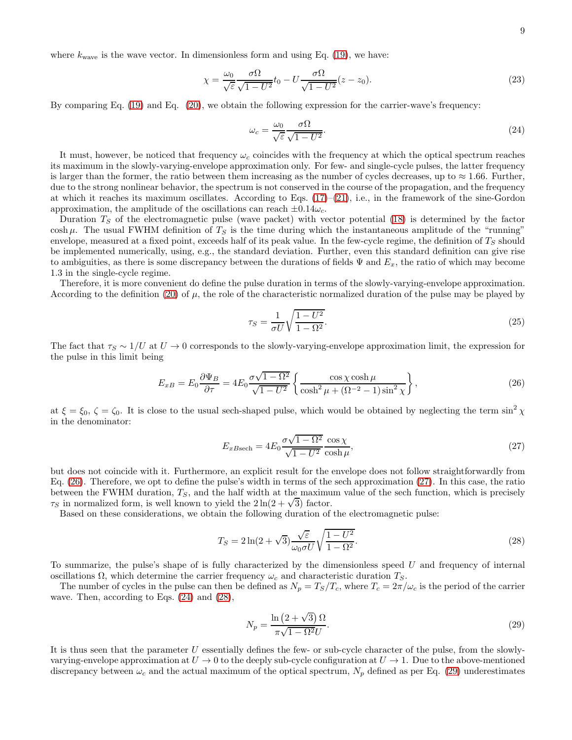where $k_{\text{wave}}$ is the wave vector. In dimensionless form and using Eq. (19), we have:

$$\chi = \frac{\omega_0}{\sqrt{\varepsilon}} \frac{\sigma\Omega}{\sqrt{1-U^2}} t_0 - U \frac{\sigma\Omega}{\sqrt{1-U^2}} (z - z_0). \tag{23}$$

By comparing Eq. (19) and Eq. (20), we obtain the following expression for the carrier-wave's frequency:

$$\omega_c = \frac{\omega_0}{\sqrt{\varepsilon}} \frac{\sigma\Omega}{\sqrt{1-U^2}}. \tag{24}$$

It must, however, be noticed that frequency $\omega_c$ coincides with the frequency at which the optical spectrum reaches its maximum in the slowly-varying-envelope approximation only. For few- and single-cycle pulses, the latter frequency is larger than the former, the ratio between them increasing as the number of cycles decreases, up to $\approx 1.66$. Further, due to the strong nonlinear behavior, the spectrum is not conserved in the course of the propagation, and the frequency at which it reaches its maximum oscillates. According to Eqs. (17)–(21), i.e., in the framework of the sine-Gordon approximation, the amplitude of the oscillations can reach $\pm 0.14\omega_c$.

Duration $T_S$ of the electromagnetic pulse (wave packet) with vector potential (18) is determined by the factor $\cosh\mu$. The usual FWHM definition of $T_S$ is the time during which the instantaneous amplitude of the "running" envelope, measured at a fixed point, exceeds half of its peak value. In the few-cycle regime, the definition of $T_S$ should be implemented numerically, using, e.g., the standard deviation. Further, even this standard definition can give rise to ambiguities, as there is some discrepancy between the durations of fields $\Psi$ and $E_x$, the ratio of which may become 1.3 in the single-cycle regime.

Therefore, it is more convenient do define the pulse duration in terms of the slowly-varying-envelope approximation. According to the definition (20) of $\mu$, the role of the characteristic normalized duration of the pulse may be played by

$$\tau_S = \frac{1}{\sigma U} \sqrt{\frac{1-U^2}{1-\Omega^2}}. \tag{25}$$

The fact that $\tau_S \sim 1/U$ at $U \to 0$ corresponds to the slowly-varying-envelope approximation limit, the expression for the pulse in this limit being

$$E_{xB} = E_0 \frac{\partial \Psi_B}{\partial \tau} = 4E_0 \frac{\sigma\sqrt{1-\Omega^2}}{\sqrt{1-U^2}} \left\{ \frac{\cos\chi \cosh\mu}{\cosh^2\mu + (\Omega^{-2}-1)\sin^2\chi} \right\}, \tag{26}$$

at $\xi = \xi_0$, $\zeta = \zeta_0$. It is close to the usual sech-shaped pulse, which would be obtained by neglecting the term $\sin^2\chi$ in the denominator:

$$E_{xB\text{sech}} = 4E_0 \frac{\sigma\sqrt{1-\Omega^2}}{\sqrt{1-U^2}} \frac{\cos\chi}{\cosh\mu}, \tag{27}$$

but does not coincide with it. Furthermore, an explicit result for the envelope does not follow straightforwardly from Eq. (26). Therefore, we opt to define the pulse's width in terms of the sech approximation (27). In this case, the ratio between the FWHM duration, $T_S$, and the half width at the maximum value of the sech function, which is precisely $\tau_S$ in normalized form, is well known to yield the $2\ln(2+\sqrt{3})$ factor.

Based on these considerations, we obtain the following duration of the electromagnetic pulse:

$$T_S = 2\ln(2+\sqrt{3}) \frac{\sqrt{\varepsilon}}{\omega_0 \sigma U} \sqrt{\frac{1-U^2}{1-\Omega^2}}. \tag{28}$$

To summarize, the pulse's shape of is fully characterized by the dimensionless speed $U$ and frequency of internal oscillations $\Omega$, which determine the carrier frequency $\omega_c$ and characteristic duration $T_S$.

The number of cycles in the pulse can then be defined as $N_p = T_S/T_c$, where $T_c = 2\pi/\omega_c$ is the period of the carrier wave. Then, according to Eqs. (24) and (28),

$$N_p = \frac{\ln\left(2+\sqrt{3}\right)\Omega}{\pi\sqrt{1-\Omega^2}U}. \tag{29}$$

It is thus seen that the parameter $U$ essentially defines the few- or sub-cycle character of the pulse, from the slowly-varying-envelope approximation at $U \to 0$ to the deeply sub-cycle configuration at $U \to 1$. Due to the above-mentioned discrepancy between $\omega_c$ and the actual maximum of the optical spectrum, $N_p$ defined as per Eq. (29) underestimates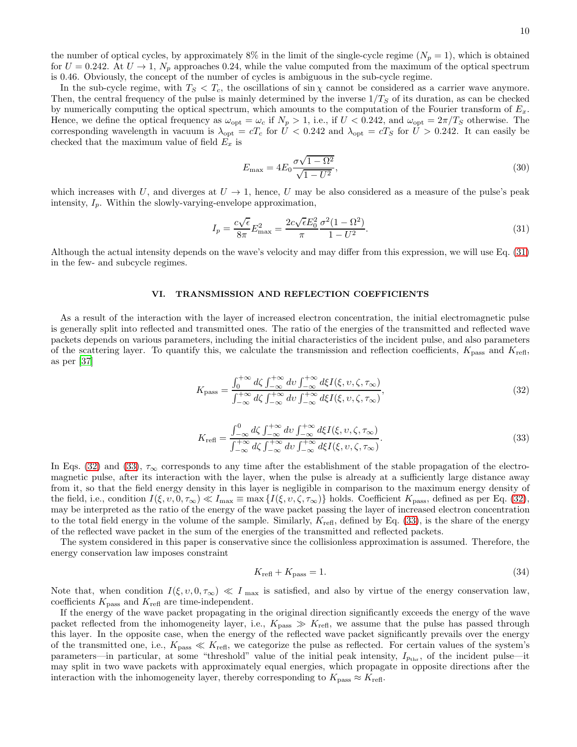the number of optical cycles, by approximately 8% in the limit of the single-cycle regime ($N_p = 1$), which is obtained for $U = 0.242$. At $U \to 1$, $N_p$ approaches 0.24, while the value computed from the maximum of the optical spectrum is 0.46. Obviously, the concept of the number of cycles is ambiguous in the sub-cycle regime.

In the sub-cycle regime, with $T_S < T_c$, the oscillations of $\sin\chi$ cannot be considered as a carrier wave anymore. Then, the central frequency of the pulse is mainly determined by the inverse $1/T_S$ of its duration, as can be checked by numerically computing the optical spectrum, which amounts to the computation of the Fourier transform of $E_x$. Hence, we define the optical frequency as $\omega_{\rm opt} = \omega_c$ if $N_p > 1$, i.e., if $U < 0.242$, and $\omega_{\rm opt} = 2\pi/T_S$ otherwise. The corresponding wavelength in vacuum is $\lambda_{\rm opt} = cT_c$ for $U < 0.242$ and $\lambda_{\rm opt} = cT_S$ for $U > 0.242$. It can easily be checked that the maximum value of field $E_x$ is

$$E_{\max} = 4E_0 \frac{\sigma\sqrt{1-\Omega^2}}{\sqrt{1-U^2}}, \tag{30}$$

which increases with $U$, and diverges at $U \to 1$, hence, $U$ may be also considered as a measure of the pulse's peak intensity, $I_p$. Within the slowly-varying-envelope approximation,

$$I_p = \frac{c\sqrt{\epsilon}}{8\pi} E_{\max}^2 = \frac{2c\sqrt{\epsilon}E_0^2}{\pi} \frac{\sigma^2(1-\Omega^2)}{1-U^2}. \tag{31}$$

Although the actual intensity depends on the wave's velocity and may differ from this expression, we will use Eq. (31) in the few- and subcycle regimes.

## VI. TRANSMISSION AND REFLECTION COEFFICIENTS

As a result of the interaction with the layer of increased electron concentration, the initial electromagnetic pulse is generally split into reflected and transmitted ones. The ratio of the energies of the transmitted and reflected wave packets depends on various parameters, including the initial characteristics of the incident pulse, and also parameters of the scattering layer. To quantify this, we calculate the transmission and reflection coefficients, $K_{\rm pass}$ and $K_{\rm refl}$, as per [37]

$$K_{\rm pass} = \frac{\int_0^{+\infty} d\zeta \int_{-\infty}^{+\infty} d\upsilon \int_{-\infty}^{+\infty} d\xi I(\xi,\upsilon,\zeta,\tau_\infty)}{\int_{-\infty}^{+\infty} d\zeta \int_{-\infty}^{+\infty} d\upsilon \int_{-\infty}^{+\infty} d\xi I(\xi,\upsilon,\zeta,\tau_\infty)}, \tag{32}$$

$$K_{\rm refl} = \frac{\int_{-\infty}^{0} d\zeta \int_{-\infty}^{+\infty} d\upsilon \int_{-\infty}^{+\infty} d\xi I(\xi,\upsilon,\zeta,\tau_\infty)}{\int_{-\infty}^{+\infty} d\zeta \int_{-\infty}^{+\infty} d\upsilon \int_{-\infty}^{+\infty} d\xi I(\xi,\upsilon,\zeta,\tau_\infty)}. \tag{33}$$

In Eqs. (32) and (33), $\tau_\infty$ corresponds to any time after the establishment of the stable propagation of the electromagnetic pulse, after its interaction with the layer, when the pulse is already at a sufficiently large distance away from it, so that the field energy density in this layer is negligible in comparison to the maximum energy density of the field, i.e., condition $I(\xi,\upsilon,0,\tau_\infty) \ll I_{\max} \equiv \max\{I(\xi,\upsilon,\zeta,\tau_\infty)\}$ holds. Coefficient $K_{\rm pass}$, defined as per Eq. (32), may be interpreted as the ratio of the energy of the wave packet passing the layer of increased electron concentration to the total field energy in the volume of the sample. Similarly, $K_{\rm refl}$, defined by Eq. (33), is the share of the energy of the reflected wave packet in the sum of the energies of the transmitted and reflected packets.

The system considered in this paper is conservative since the collisionless approximation is assumed. Therefore, the energy conservation law imposes constraint

$$K_{\rm refl} + K_{\rm pass} = 1. \tag{34}$$

Note that, when condition $I(\xi,\upsilon,0,\tau_\infty) \ll I_{\max}$ is satisfied, and also by virtue of the energy conservation law, coefficients $K_{\rm pass}$ and $K_{\rm refl}$ are time-independent.

If the energy of the wave packet propagating in the original direction significantly exceeds the energy of the wave packet reflected from the inhomogeneity layer, i.e., $K_{\rm pass} \gg K_{\rm refl}$, we assume that the pulse has passed through this layer. In the opposite case, when the energy of the reflected wave packet significantly prevails over the energy of the transmitted one, i.e., $K_{\rm pass} \ll K_{\rm refl}$, we categorize the pulse as reflected. For certain values of the system's parameters—in particular, at some "threshold" value of the initial peak intensity, $I_{p_{\rm thr}}$, of the incident pulse—it may split in two wave packets with approximately equal energies, which propagate in opposite directions after the interaction with the inhomogeneity layer, thereby corresponding to $K_{\rm pass} \approx K_{\rm refl}$.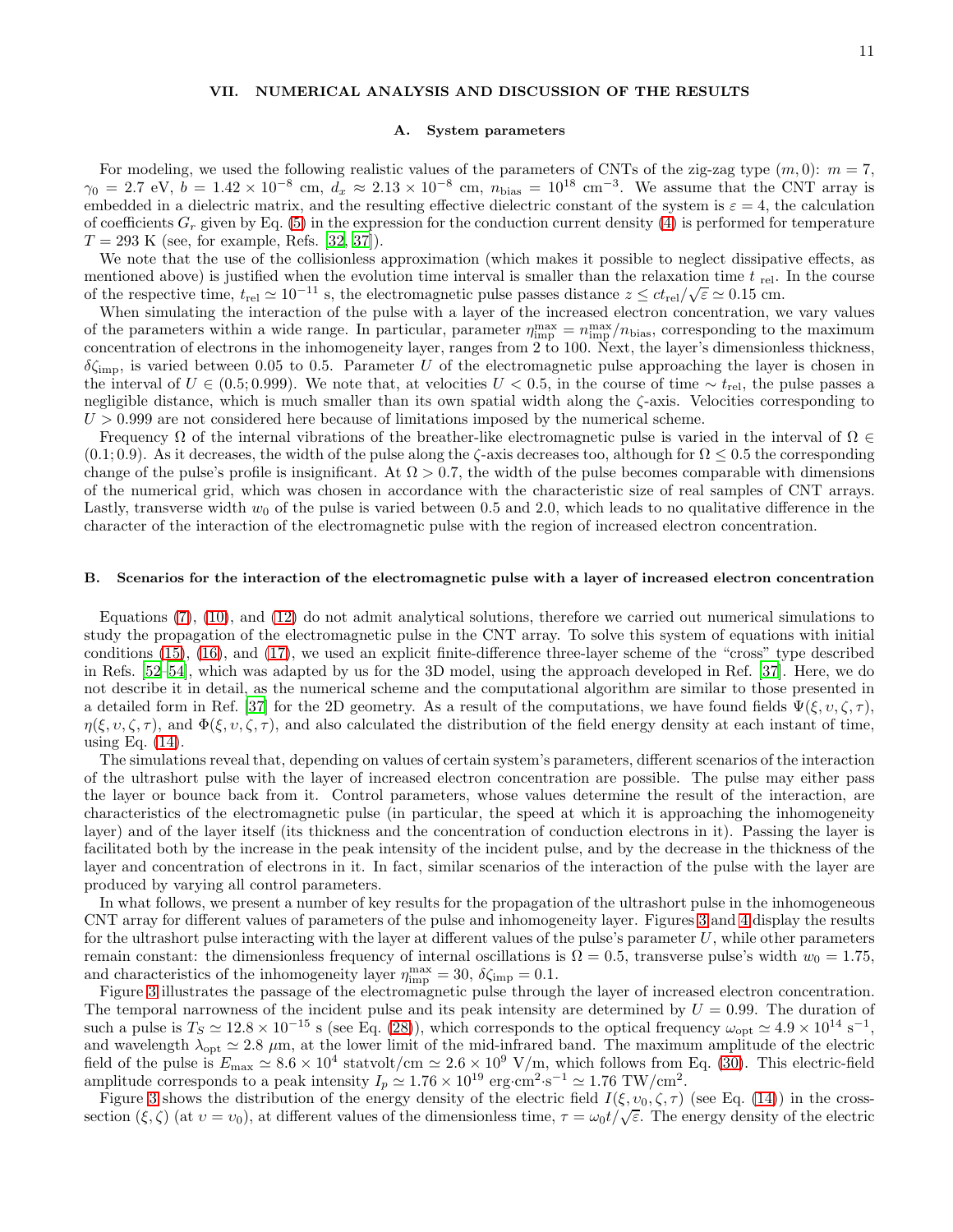## VII. NUMERICAL ANALYSIS AND DISCUSSION OF THE RESULTS

### A. System parameters

For modeling, we used the following realistic values of the parameters of CNTs of the zig-zag type $(m, 0)$: $m = 7$, $\gamma_0 = 2.7$ eV, $b = 1.42 \times 10^{-8}$ cm, $d_x \approx 2.13 \times 10^{-8}$ cm, $n_{\rm bias} = 10^{18}$ cm$^{-3}$. We assume that the CNT array is embedded in a dielectric matrix, and the resulting effective dielectric constant of the system is $\varepsilon = 4$, the calculation of coefficients $G_r$ given by Eq. (5) in the expression for the conduction current density (4) is performed for temperature $T = 293$ K (see, for example, Refs. [32, 37]).

We note that the use of the collisionless approximation (which makes it possible to neglect dissipative effects, as mentioned above) is justified when the evolution time interval is smaller than the relaxation time $t_{\rm \ rel}$. In the course of the respective time, $t_{\rm rel} \simeq 10^{-11}$ s, the electromagnetic pulse passes distance $z \leq ct_{\rm rel}/\sqrt{\varepsilon} \simeq 0.15$ cm.

When simulating the interaction of the pulse with a layer of the increased electron concentration, we vary values of the parameters within a wide range. In particular, parameter $\eta^{\rm max}_{\rm imp} = n^{\rm max}_{\rm imp}/n_{\rm bias}$, corresponding to the maximum concentration of electrons in the inhomogeneity layer, ranges from 2 to 100. Next, the layer's dimensionless thickness, $\delta\zeta_{\rm imp}$, is varied between 0.05 to 0.5. Parameter $U$ of the electromagnetic pulse approaching the layer is chosen in the interval of $U \in (0.5; 0.999)$. We note that, at velocities $U < 0.5$, in the course of time $\sim t_{\rm rel}$, the pulse passes a negligible distance, which is much smaller than its own spatial width along the $\zeta$-axis. Velocities corresponding to $U > 0.999$ are not considered here because of limitations imposed by the numerical scheme.

Frequency $\Omega$ of the internal vibrations of the breather-like electromagnetic pulse is varied in the interval of $\Omega \in (0.1; 0.9)$. As it decreases, the width of the pulse along the $\zeta$-axis decreases too, although for $\Omega \leq 0.5$ the corresponding change of the pulse's profile is insignificant. At $\Omega > 0.7$, the width of the pulse becomes comparable with dimensions of the numerical grid, which was chosen in accordance with the characteristic size of real samples of CNT arrays. Lastly, transverse width $w_0$ of the pulse is varied between 0.5 and 2.0, which leads to no qualitative difference in the character of the interaction of the electromagnetic pulse with the region of increased electron concentration.

### B. Scenarios for the interaction of the electromagnetic pulse with a layer of increased electron concentration

Equations (7), (10), and (12) do not admit analytical solutions, therefore we carried out numerical simulations to study the propagation of the electromagnetic pulse in the CNT array. To solve this system of equations with initial conditions (15), (16), and (17), we used an explicit finite-difference three-layer scheme of the "cross" type described in Refs. [52–54], which was adapted by us for the 3D model, using the approach developed in Ref. [37]. Here, we do not describe it in detail, as the numerical scheme and the computational algorithm are similar to those presented in a detailed form in Ref. [37] for the 2D geometry. As a result of the computations, we have found fields $\Psi(\xi, \upsilon, \zeta, \tau)$, $\eta(\xi, \upsilon, \zeta, \tau)$, and $\Phi(\xi, \upsilon, \zeta, \tau)$, and also calculated the distribution of the field energy density at each instant of time, using Eq. (14).

The simulations reveal that, depending on values of certain system's parameters, different scenarios of the interaction of the ultrashort pulse with the layer of increased electron concentration are possible. The pulse may either pass the layer or bounce back from it. Control parameters, whose values determine the result of the interaction, are characteristics of the electromagnetic pulse (in particular, the speed at which it is approaching the inhomogeneity layer) and of the layer itself (its thickness and the concentration of conduction electrons in it). Passing the layer is facilitated both by the increase in the peak intensity of the incident pulse, and by the decrease in the thickness of the layer and concentration of electrons in it. In fact, similar scenarios of the interaction of the pulse with the layer are produced by varying all control parameters.

In what follows, we present a number of key results for the propagation of the ultrashort pulse in the inhomogeneous CNT array for different values of parameters of the pulse and inhomogeneity layer. Figures 3 and 4 display the results for the ultrashort pulse interacting with the layer at different values of the pulse's parameter $U$, while other parameters remain constant: the dimensionless frequency of internal oscillations is $\Omega = 0.5$, transverse pulse's width $w_0 = 1.75$, and characteristics of the inhomogeneity layer $\eta^{\rm max}_{\rm imp} = 30$, $\delta\zeta_{\rm imp} = 0.1$.

Figure 3 illustrates the passage of the electromagnetic pulse through the layer of increased electron concentration. The temporal narrowness of the incident pulse and its peak intensity are determined by $U = 0.99$. The duration of such a pulse is $T_S \simeq 12.8 \times 10^{-15}$ s (see Eq. (28)), which corresponds to the optical frequency $\omega_{\rm opt} \simeq 4.9 \times 10^{14}$ s$^{-1}$, and wavelength $\lambda_{\rm opt} \simeq 2.8$ $\mu$m, at the lower limit of the mid-infrared band. The maximum amplitude of the electric field of the pulse is $E_{\rm max} \simeq 8.6 \times 10^4$ statvolt/cm $\simeq 2.6 \times 10^9$ V/m, which follows from Eq. (30). This electric-field amplitude corresponds to a peak intensity $I_p \simeq 1.76 \times 10^{19}$ erg$\cdot$cm$^2\cdot$s$^{-1}$ $\simeq 1.76$ TW/cm$^2$.

Figure 3 shows the distribution of the energy density of the electric field $I(\xi, \upsilon_0, \zeta, \tau)$ (see Eq. (14)) in the cross-section $(\xi, \zeta)$ (at $\upsilon = \upsilon_0$), at different values of the dimensionless time, $\tau = \omega_0 t/\sqrt{\varepsilon}$. The energy density of the electric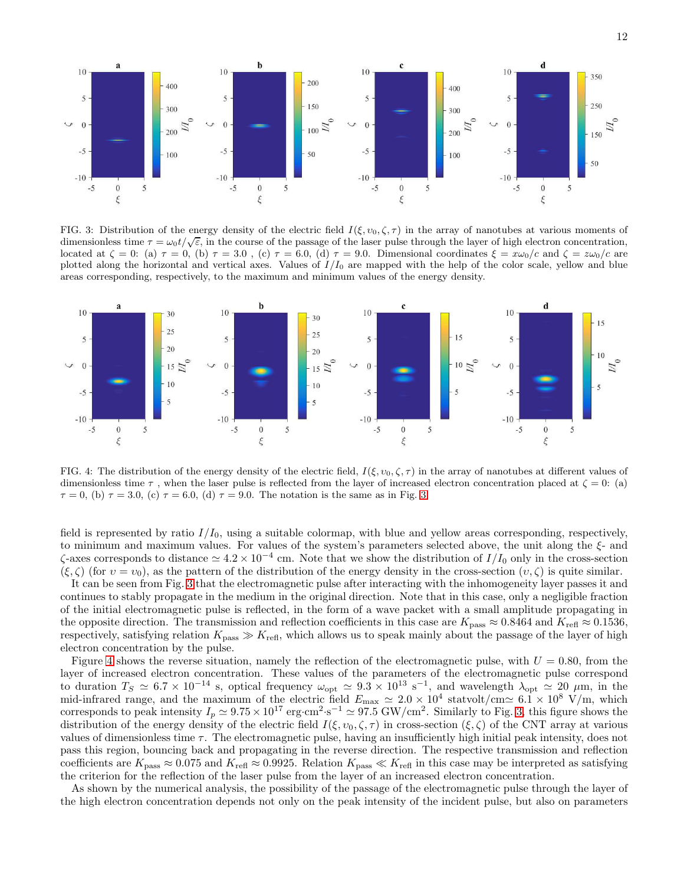FIG. 3: Distribution of the energy density of the electric field $I(\xi, \upsilon_0, \zeta, \tau)$ in the array of nanotubes at various moments of dimensionless time $\tau = \omega_0 t/\sqrt{\varepsilon}$, in the course of the passage of the laser pulse through the layer of high electron concentration, located at $\zeta = 0$: (a) $\tau = 0$, (b) $\tau = 3.0$ , (c) $\tau = 6.0$, (d) $\tau = 9.0$. Dimensional coordinates $\xi = x\omega_0/c$ and $\zeta = z\omega_0/c$ are plotted along the horizontal and vertical axes. Values of $I/I_0$ are mapped with the help of the color scale, yellow and blue areas corresponding, respectively, to the maximum and minimum values of the energy density.

FIG. 4: The distribution of the energy density of the electric field, $I(\xi, \upsilon_0, \zeta, \tau)$ in the array of nanotubes at different values of dimensionless time $\tau$ , when the laser pulse is reflected from the layer of increased electron concentration placed at $\zeta = 0$: (a) $\tau = 0$, (b) $\tau = 3.0$, (c) $\tau = 6.0$, (d) $\tau = 9.0$. The notation is the same as in Fig. 3.

field is represented by ratio $I/I_0$, using a suitable colormap, with blue and yellow areas corresponding, respectively, to minimum and maximum values. For values of the system's parameters selected above, the unit along the $\xi$- and $\zeta$-axes corresponds to distance $\simeq 4.2 \times 10^{-4}$ cm. Note that we show the distribution of $I/I_0$ only in the cross-section $(\xi, \zeta)$ (for $\upsilon = \upsilon_0$), as the pattern of the distribution of the energy density in the cross-section $(\upsilon, \zeta)$ is quite similar.

It can be seen from Fig. 3 that the electromagnetic pulse after interacting with the inhomogeneity layer passes it and continues to stably propagate in the medium in the original direction. Note that in this case, only a negligible fraction of the initial electromagnetic pulse is reflected, in the form of a wave packet with a small amplitude propagating in the opposite direction. The transmission and reflection coefficients in this case are $K_{\rm pass} \approx 0.8464$ and $K_{\rm refl} \approx 0.1536$, respectively, satisfying relation $K_{\rm pass} \gg K_{\rm refl}$, which allows us to speak mainly about the passage of the layer of high electron concentration by the pulse.

Figure 4 shows the reverse situation, namely the reflection of the electromagnetic pulse, with $U = 0.80$, from the layer of increased electron concentration. These values of the parameters of the electromagnetic pulse correspond to duration $T_S \simeq 6.7 \times 10^{-14}$ s, optical frequency $\omega_{\rm opt} \simeq 9.3 \times 10^{13}$ s$^{-1}$, and wavelength $\lambda_{\rm opt} \simeq 20$ $\mu$m, in the mid-infrared range, and the maximum of the electric field $E_{\rm max} \simeq 2.0 \times 10^4$ statvolt/cm$\simeq 6.1 \times 10^8$ V/m, which corresponds to peak intensity $I_p \simeq 9.75 \times 10^{17}$ erg·cm$^2$·s$^{-1}$ $\simeq 97.5$ GW/cm$^2$. Similarly to Fig. 3, this figure shows the distribution of the energy density of the electric field $I(\xi, \upsilon_0, \zeta, \tau)$ in cross-section $(\xi, \zeta)$ of the CNT array at various values of dimensionless time $\tau$. The electromagnetic pulse, having an insufficiently high initial peak intensity, does not pass this region, bouncing back and propagating in the reverse direction. The respective transmission and reflection coefficients are $K_{\rm pass} \approx 0.075$ and $K_{\rm refl} \approx 0.9925$. Relation $K_{\rm pass} \ll K_{\rm refl}$ in this case may be interpreted as satisfying the criterion for the reflection of the laser pulse from the layer of an increased electron concentration.

As shown by the numerical analysis, the possibility of the passage of the electromagnetic pulse through the layer of the high electron concentration depends not only on the peak intensity of the incident pulse, but also on parameters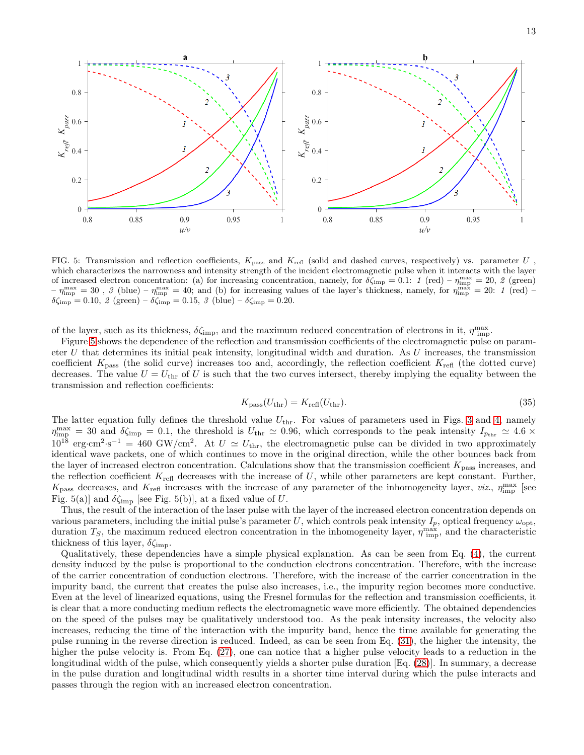FIG. 5: Transmission and reflection coefficients, $K_{\rm pass}$ and $K_{\rm refl}$ (solid and dashed curves, respectively) vs. parameter $U$, which characterizes the narrowness and intensity strength of the incident electromagnetic pulse when it interacts with the layer of increased electron concentration: (a) for increasing concentration, namely, for $\delta\zeta_{\rm imp} = 0.1$: *1* (red) – $\eta_{\rm imp}^{\rm max} = 20$, *2* (green) – $\eta_{\rm imp}^{\rm max} = 30$ , *3* (blue) – $\eta_{\rm imp}^{\rm max} = 40$; and (b) for increasing values of the layer's thickness, namely, for $\eta_{\rm imp}^{\rm max} = 20$: *1* (red) – $\delta\zeta_{\rm imp} = 0.10$, *2* (green) – $\delta\zeta_{\rm imp} = 0.15$, *3* (blue) – $\delta\zeta_{\rm imp} = 0.20$.

of the layer, such as its thickness, $\delta\zeta_{\rm imp}$, and the maximum reduced concentration of electrons in it, $\eta_{\rm imp}^{\rm max}$.

Figure 5 shows the dependence of the reflection and transmission coefficients of the electromagnetic pulse on parameter $U$ that determines its initial peak intensity, longitudinal width and duration. As $U$ increases, the transmission coefficient $K_{\rm pass}$ (the solid curve) increases too and, accordingly, the reflection coefficient $K_{\rm refl}$ (the dotted curve) decreases. The value $U = U_{\rm thr}$ of $U$ is such that the two curves intersect, thereby implying the equality between the transmission and reflection coefficients:

$$K_{\rm pass}(U_{\rm thr}) = K_{\rm refl}(U_{\rm thr}). \tag{35}$$

The latter equation fully defines the threshold value $U_{\rm thr}$. For values of parameters used in Figs. 3 and 4, namely $\eta_{\rm imp}^{\rm max} = 30$ and $\delta\zeta_{\rm imp} = 0.1$, the threshold is $U_{\rm thr} \simeq 0.96$, which corresponds to the peak intensity $I_{p_{\rm thr}} \simeq 4.6 \times 10^{18}$ erg·cm$^2$·s$^{-1}$ = 460 GW/cm$^2$. At $U \simeq U_{\rm thr}$, the electromagnetic pulse can be divided in two approximately identical wave packets, one of which continues to move in the original direction, while the other bounces back from the layer of increased electron concentration. Calculations show that the transmission coefficient $K_{\rm pass}$ increases, and the reflection coefficient $K_{\rm refl}$ decreases with the increase of $U$, while other parameters are kept constant. Further, $K_{\rm pass}$ decreases, and $K_{\rm refl}$ increases with the increase of any parameter of the inhomogeneity layer, *viz.*, $\eta_{\rm imp}^{\rm max}$ [see Fig. 5(a)] and $\delta\zeta_{\rm imp}$ [see Fig. 5(b)], at a fixed value of $U$.

Thus, the result of the interaction of the laser pulse with the layer of the increased electron concentration depends on various parameters, including the initial pulse's parameter $U$, which controls peak intensity $I_p$, optical frequency $\omega_{\rm opt}$, duration $T_S$, the maximum reduced electron concentration in the inhomogeneity layer, $\eta_{\rm imp}^{\rm max}$, and the characteristic thickness of this layer, $\delta\zeta_{\rm imp}$.

Qualitatively, these dependencies have a simple physical explanation. As can be seen from Eq. (4), the current density induced by the pulse is proportional to the conduction electrons concentration. Therefore, with the increase of the carrier concentration of conduction electrons. Therefore, with the increase of the carrier concentration in the impurity band, the current that creates the pulse also increases, i.e., the impurity region becomes more conductive. Even at the level of linearized equations, using the Fresnel formulas for the reflection and transmission coefficients, it is clear that a more conducting medium reflects the electromagnetic wave more efficiently. The obtained dependencies on the speed of the pulses may be qualitatively understood too. As the peak intensity increases, the velocity also increases, reducing the time of the interaction with the impurity band, hence the time available for generating the pulse running in the reverse direction is reduced. Indeed, as can be seen from Eq. (31), the higher the intensity, the higher the pulse velocity is. From Eq. (27), one can notice that a higher pulse velocity leads to a reduction in the longitudinal width of the pulse, which consequently yields a shorter pulse duration [Eq. (28)]. In summary, a decrease in the pulse duration and longitudinal width results in a shorter time interval during which the pulse interacts and passes through the region with an increased electron concentration.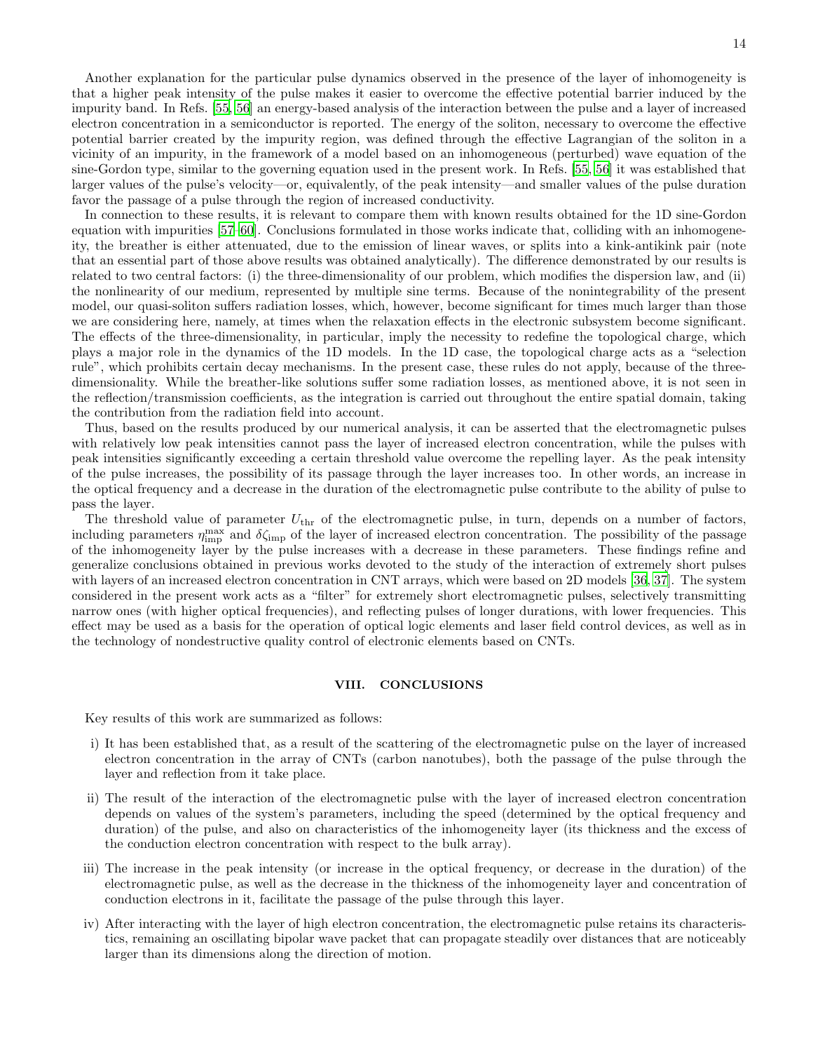Another explanation for the particular pulse dynamics observed in the presence of the layer of inhomogeneity is that a higher peak intensity of the pulse makes it easier to overcome the effective potential barrier induced by the impurity band. In Refs. [55, 56] an energy-based analysis of the interaction between the pulse and a layer of increased electron concentration in a semiconductor is reported. The energy of the soliton, necessary to overcome the effective potential barrier created by the impurity region, was defined through the effective Lagrangian of the soliton in a vicinity of an impurity, in the framework of a model based on an inhomogeneous (perturbed) wave equation of the sine-Gordon type, similar to the governing equation used in the present work. In Refs. [55, 56] it was established that larger values of the pulse's velocity—or, equivalently, of the peak intensity—and smaller values of the pulse duration favor the passage of a pulse through the region of increased conductivity.

In connection to these results, it is relevant to compare them with known results obtained for the 1D sine-Gordon equation with impurities [57–60]. Conclusions formulated in those works indicate that, colliding with an inhomogeneity, the breather is either attenuated, due to the emission of linear waves, or splits into a kink-antikink pair (note that an essential part of those above results was obtained analytically). The difference demonstrated by our results is related to two central factors: (i) the three-dimensionality of our problem, which modifies the dispersion law, and (ii) the nonlinearity of our medium, represented by multiple sine terms. Because of the nonintegrability of the present model, our quasi-soliton suffers radiation losses, which, however, become significant for times much larger than those we are considering here, namely, at times when the relaxation effects in the electronic subsystem become significant. The effects of the three-dimensionality, in particular, imply the necessity to redefine the topological charge, which plays a major role in the dynamics of the 1D models. In the 1D case, the topological charge acts as a "selection rule", which prohibits certain decay mechanisms. In the present case, these rules do not apply, because of the three-dimensionality. While the breather-like solutions suffer some radiation losses, as mentioned above, it is not seen in the reflection/transmission coefficients, as the integration is carried out throughout the entire spatial domain, taking the contribution from the radiation field into account.

Thus, based on the results produced by our numerical analysis, it can be asserted that the electromagnetic pulses with relatively low peak intensities cannot pass the layer of increased electron concentration, while the pulses with peak intensities significantly exceeding a certain threshold value overcome the repelling layer. As the peak intensity of the pulse increases, the possibility of its passage through the layer increases too. In other words, an increase in the optical frequency and a decrease in the duration of the electromagnetic pulse contribute to the ability of pulse to pass the layer.

The threshold value of parameter $U_{\rm thr}$ of the electromagnetic pulse, in turn, depends on a number of factors, including parameters $\eta_{\rm imp}^{\rm max}$ and $\delta\zeta_{\rm imp}$ of the layer of increased electron concentration. The possibility of the passage of the inhomogeneity layer by the pulse increases with a decrease in these parameters. These findings refine and generalize conclusions obtained in previous works devoted to the study of the interaction of extremely short pulses with layers of an increased electron concentration in CNT arrays, which were based on 2D models [36, 37]. The system considered in the present work acts as a "filter" for extremely short electromagnetic pulses, selectively transmitting narrow ones (with higher optical frequencies), and reflecting pulses of longer durations, with lower frequencies. This effect may be used as a basis for the operation of optical logic elements and laser field control devices, as well as in the technology of nondestructive quality control of electronic elements based on CNTs.

## VIII. CONCLUSIONS

Key results of this work are summarized as follows:

i) It has been established that, as a result of the scattering of the electromagnetic pulse on the layer of increased electron concentration in the array of CNTs (carbon nanotubes), both the passage of the pulse through the layer and reflection from it take place.

ii) The result of the interaction of the electromagnetic pulse with the layer of increased electron concentration depends on values of the system's parameters, including the speed (determined by the optical frequency and duration) of the pulse, and also on characteristics of the inhomogeneity layer (its thickness and the excess of the conduction electron concentration with respect to the bulk array).

iii) The increase in the peak intensity (or increase in the optical frequency, or decrease in the duration) of the electromagnetic pulse, as well as the decrease in the thickness of the inhomogeneity layer and concentration of conduction electrons in it, facilitate the passage of the pulse through this layer.

iv) After interacting with the layer of high electron concentration, the electromagnetic pulse retains its characteristics, remaining an oscillating bipolar wave packet that can propagate steadily over distances that are noticeably larger than its dimensions along the direction of motion.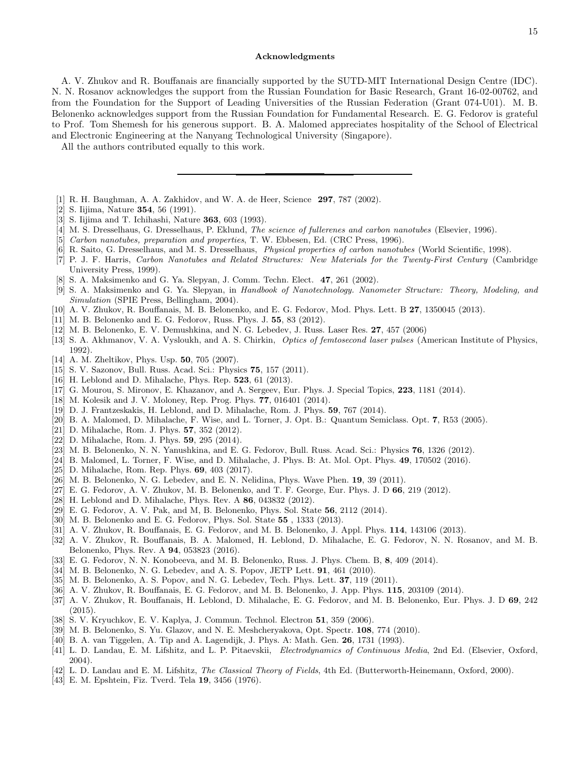### Acknowledgments

A. V. Zhukov and R. Bouffanais are financially supported by the SUTD-MIT International Design Centre (IDC). N. N. Rosanov acknowledges the support from the Russian Foundation for Basic Research, Grant 16-02-00762, and from the Foundation for the Support of Leading Universities of the Russian Federation (Grant 074-U01). M. B. Belonenko acknowledges support from the Russian Foundation for Fundamental Research. E. G. Fedorov is grateful to Prof. Tom Shemesh for his generous support. B. A. Malomed appreciates hospitality of the School of Electrical and Electronic Engineering at the Nanyang Technological University (Singapore).

All the authors contributed equally to this work.

---

[1] R. H. Baughman, A. A. Zakhidov, and W. A. de Heer, Science **297**, 787 (2002).

[2] S. Iijima, Nature **354**, 56 (1991).

[3] S. Iijima and T. Ichihashi, Nature **363**, 603 (1993).

[4] M. S. Dresselhaus, G. Dresselhaus, P. Eklund, *The science of fullerenes and carbon nanotubes* (Elsevier, 1996).

[5] *Carbon nanotubes, preparation and properties*, T. W. Ebbesen, Ed. (CRC Press, 1996).

[6] R. Saito, G. Dresselhaus, and M. S. Dresselhaus, *Physical properties of carbon nanotubes* (World Scientific, 1998).

[7] P. J. F. Harris, *Carbon Nanotubes and Related Structures: New Materials for the Twenty-First Century* (Cambridge University Press, 1999).

[8] S. A. Maksimenko and G. Ya. Slepyan, J. Comm. Techn. Elect. **47**, 261 (2002).

[9] S. A. Maksimenko and G. Ya. Slepyan, in *Handbook of Nanotechnology. Nanometer Structure: Theory, Modeling, and Simulation* (SPIE Press, Bellingham, 2004).

[10] A. V. Zhukov, R. Bouffanais, M. B. Belonenko, and E. G. Fedorov, Mod. Phys. Lett. B **27**, 1350045 (2013).

[11] M. B. Belonenko and E. G. Fedorov, Russ. Phys. J. **55**, 83 (2012).

[12] M. B. Belonenko, E. V. Demushkina, and N. G. Lebedev, J. Russ. Laser Res. **27**, 457 (2006)

[13] S. A. Akhmanov, V. A. Vysloukh, and A. S. Chirkin, *Optics of femtosecond laser pulses* (American Institute of Physics, 1992).

[14] A. M. Zheltikov, Phys. Usp. **50**, 705 (2007).

[15] S. V. Sazonov, Bull. Russ. Acad. Sci.: Physics **75**, 157 (2011).

[16] H. Leblond and D. Mihalache, Phys. Rep. **523**, 61 (2013).

[17] G. Mourou, S. Mironov, E. Khazanov, and A. Sergeev, Eur. Phys. J. Special Topics, **223**, 1181 (2014).

[18] M. Kolesik and J. V. Moloney, Rep. Prog. Phys. **77**, 016401 (2014).

[19] D. J. Frantzeskakis, H. Leblond, and D. Mihalache, Rom. J. Phys. **59**, 767 (2014).

[20] B. A. Malomed, D. Mihalache, F. Wise, and L. Torner, J. Opt. B.: Quantum Semiclass. Opt. **7**, R53 (2005).

[21] D. Mihalache, Rom. J. Phys. **57**, 352 (2012).

[22] D. Mihalache, Rom. J. Phys. **59**, 295 (2014).

[23] M. B. Belonenko, N. N. Yanushkina, and E. G. Fedorov, Bull. Russ. Acad. Sci.: Physics **76**, 1326 (2012).

[24] B. Malomed, L. Torner, F. Wise, and D. Mihalache, J. Phys. B: At. Mol. Opt. Phys. **49**, 170502 (2016).

[25] D. Mihalache, Rom. Rep. Phys. **69**, 403 (2017).

[26] M. B. Belonenko, N. G. Lebedev, and E. N. Nelidina, Phys. Wave Phen. **19**, 39 (2011).

[27] E. G. Fedorov, A. V. Zhukov, M. B. Belonenko, and T. F. George, Eur. Phys. J. D **66**, 219 (2012).

[28] H. Leblond and D. Mihalache, Phys. Rev. A **86**, 043832 (2012).

[29] E. G. Fedorov, A. V. Pak, and M, B. Belonenko, Phys. Sol. State **56**, 2112 (2014).

[30] M. B. Belonenko and E. G. Fedorov, Phys. Sol. State **55** , 1333 (2013).

[31] A. V. Zhukov, R. Bouffanais, E. G. Fedorov, and M. B. Belonenko, J. Appl. Phys. **114**, 143106 (2013).

[32] A. V. Zhukov, R. Bouffanais, B. A. Malomed, H. Leblond, D. Mihalache, E. G. Fedorov, N. N. Rosanov, and M. B. Belonenko, Phys. Rev. A **94**, 053823 (2016).

[33] E. G. Fedorov, N. N. Konobeeva, and M. B. Belonenko, Russ. J. Phys. Chem. B, **8**, 409 (2014).

[34] M. B. Belonenko, N. G. Lebedev, and A. S. Popov, JETP Lett. **91**, 461 (2010).

[35] M. B. Belonenko, A. S. Popov, and N. G. Lebedev, Tech. Phys. Lett. **37**, 119 (2011).

[36] A. V. Zhukov, R. Bouffanais, E. G. Fedorov, and M. B. Belonenko, J. App. Phys. **115**, 203109 (2014).

[37] A. V. Zhukov, R. Bouffanais, H. Leblond, D. Mihalache, E. G. Fedorov, and M. B. Belonenko, Eur. Phys. J. D **69**, 242 (2015).

[38] S. V. Kryuchkov, E. V. Kaplya, J. Commun. Technol. Electron **51**, 359 (2006).

[39] M. B. Belonenko, S. Yu. Glazov, and N. E. Meshcheryakova, Opt. Spectr. **108**, 774 (2010).

[40] B. A. van Tiggelen, A. Tip and A. Lagendijk, J. Phys. A: Math. Gen. **26**, 1731 (1993).

[41] L. D. Landau, E. M. Lifshitz, and L. P. Pitaevskii, *Electrodynamics of Continuous Media*, 2nd Ed. (Elsevier, Oxford, 2004).

[42] L. D. Landau and E. M. Lifshitz, *The Classical Theory of Fields*, 4th Ed. (Butterworth-Heinemann, Oxford, 2000).

[43] E. M. Epshtein, Fiz. Tverd. Tela **19**, 3456 (1976).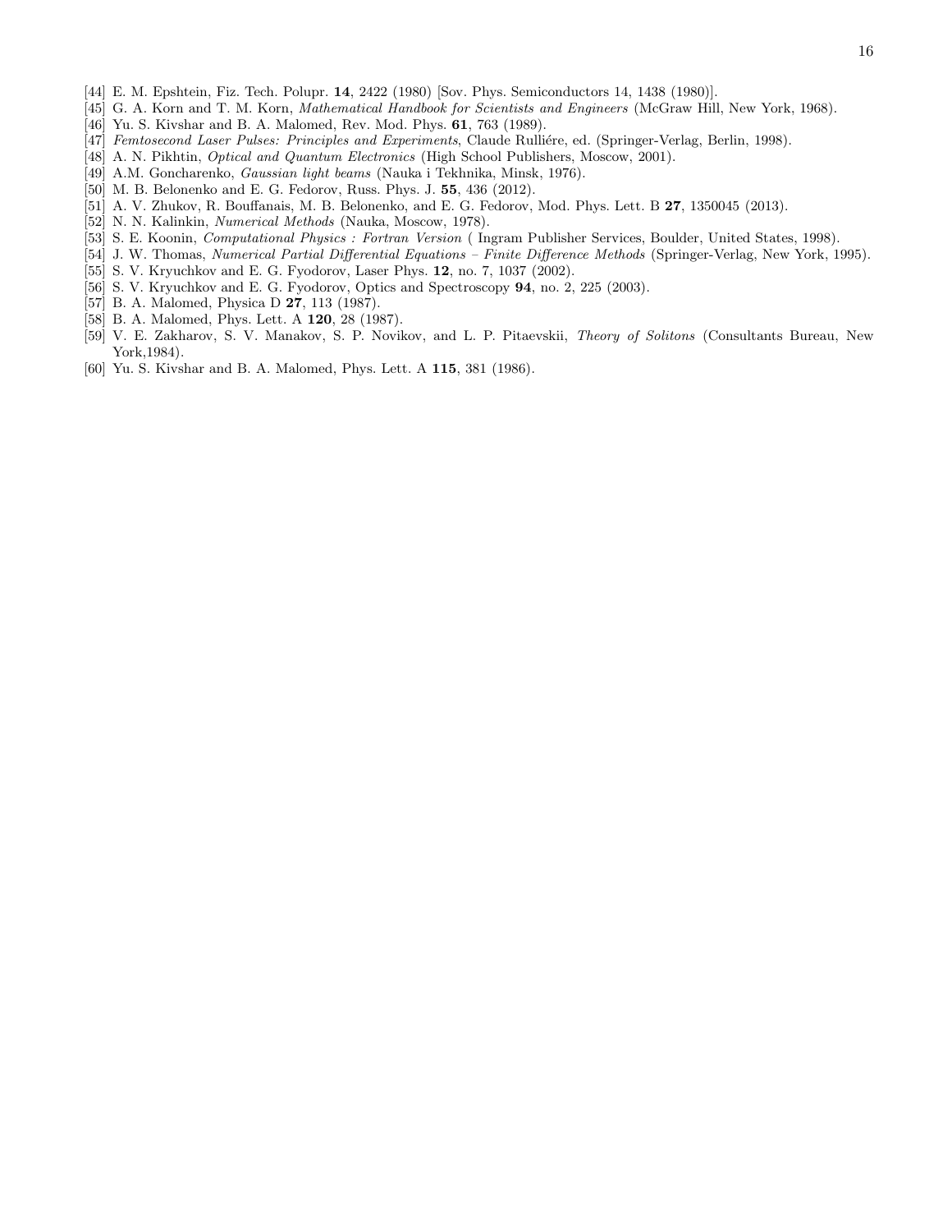[44] E. M. Epshtein, Fiz. Tech. Polupr. **14**, 2422 (1980) [Sov. Phys. Semiconductors 14, 1438 (1980)].
[45] G. A. Korn and T. M. Korn, *Mathematical Handbook for Scientists and Engineers* (McGraw Hill, New York, 1968).
[46] Yu. S. Kivshar and B. A. Malomed, Rev. Mod. Phys. **61**, 763 (1989).
[47] *Femtosecond Laser Pulses: Principles and Experiments*, Claude Rulliére, ed. (Springer-Verlag, Berlin, 1998).
[48] A. N. Pikhtin, *Optical and Quantum Electronics* (High School Publishers, Moscow, 2001).
[49] A.M. Goncharenko, *Gaussian light beams* (Nauka i Tekhnika, Minsk, 1976).
[50] M. B. Belonenko and E. G. Fedorov, Russ. Phys. J. **55**, 436 (2012).
[51] A. V. Zhukov, R. Bouffanais, M. B. Belonenko, and E. G. Fedorov, Mod. Phys. Lett. B **27**, 1350045 (2013).
[52] N. N. Kalinkin, *Numerical Methods* (Nauka, Moscow, 1978).
[53] S. E. Koonin, *Computational Physics : Fortran Version* ( Ingram Publisher Services, Boulder, United States, 1998).
[54] J. W. Thomas, *Numerical Partial Differential Equations – Finite Difference Methods* (Springer-Verlag, New York, 1995).
[55] S. V. Kryuchkov and E. G. Fyodorov, Laser Phys. **12**, no. 7, 1037 (2002).
[56] S. V. Kryuchkov and E. G. Fyodorov, Optics and Spectroscopy **94**, no. 2, 225 (2003).
[57] B. A. Malomed, Physica D **27**, 113 (1987).
[58] B. A. Malomed, Phys. Lett. A **120**, 28 (1987).
[59] V. E. Zakharov, S. V. Manakov, S. P. Novikov, and L. P. Pitaevskii, *Theory of Solitons* (Consultants Bureau, New York,1984).
[60] Yu. S. Kivshar and B. A. Malomed, Phys. Lett. A **115**, 381 (1986).